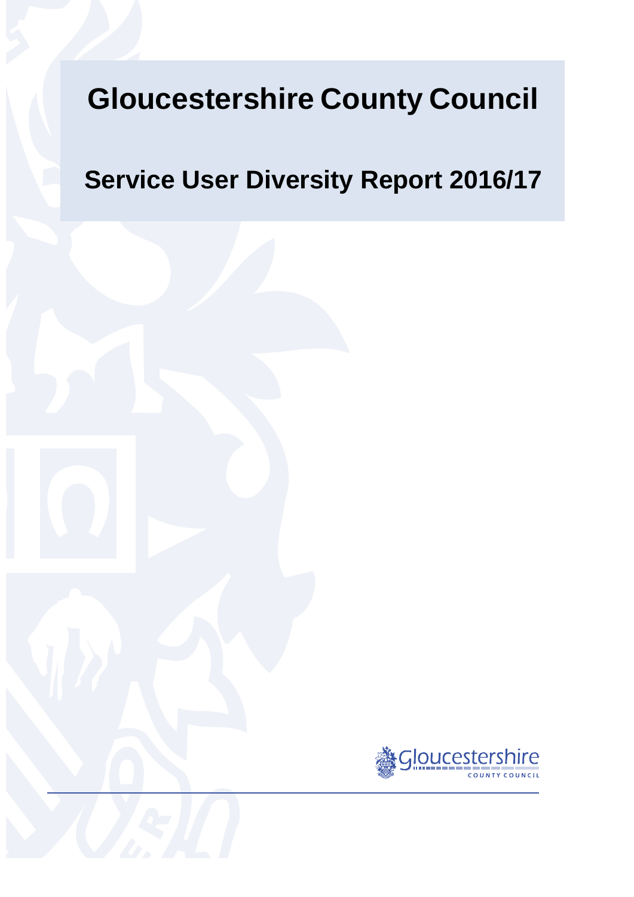# Gloucestershire County Council

## Service User Diversity Report 2016/17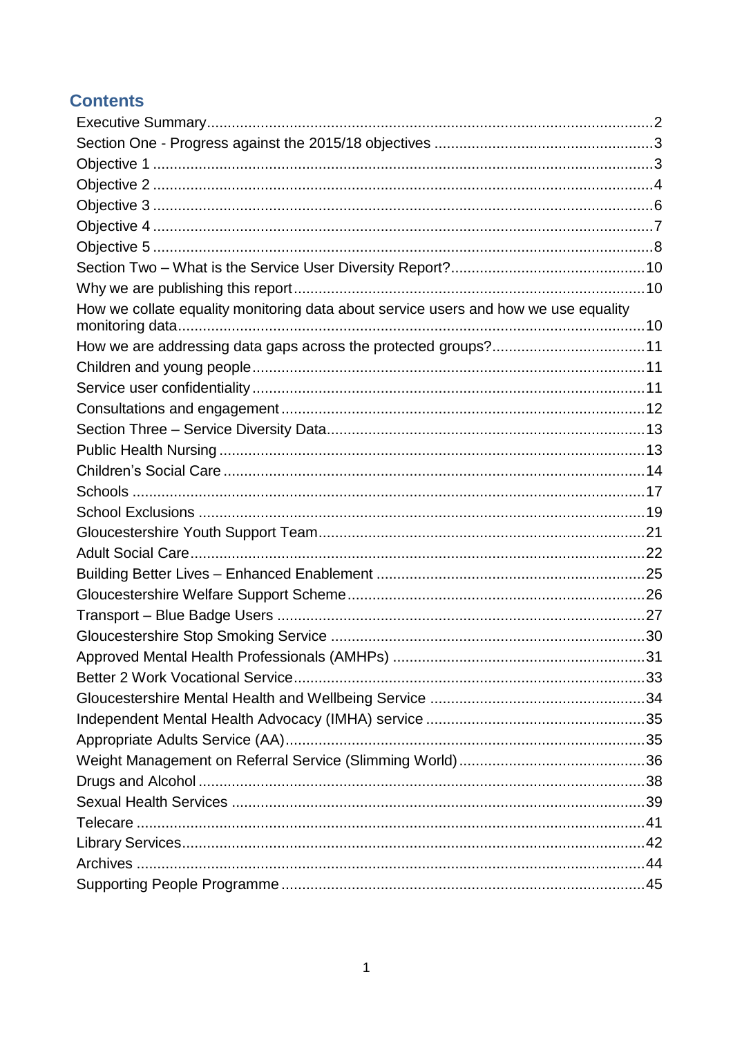## Contents

- Executive Summary ... 2
- Section One - Progress against the 2015/18 objectives ... 3
- Objective 1 ... 3
- Objective 2 ... 4
- Objective 3 ... 6
- Objective 4 ... 7
- Objective 5 ... 8
- Section Two – What is the Service User Diversity Report? ... 10
- Why we are publishing this report ... 10
- How we collate equality monitoring data about service users and how we use equality monitoring data ... 10
- How we are addressing data gaps across the protected groups? ... 11
- Children and young people ... 11
- Service user confidentiality ... 11
- Consultations and engagement ... 12
- Section Three – Service Diversity Data ... 13
- Public Health Nursing ... 13
- Children's Social Care ... 14
- Schools ... 17
- School Exclusions ... 19
- Gloucestershire Youth Support Team ... 21
- Adult Social Care ... 22
- Building Better Lives – Enhanced Enablement ... 25
- Gloucestershire Welfare Support Scheme ... 26
- Transport – Blue Badge Users ... 27
- Gloucestershire Stop Smoking Service ... 30
- Approved Mental Health Professionals (AMHPs) ... 31
- Better 2 Work Vocational Service ... 33
- Gloucestershire Mental Health and Wellbeing Service ... 34
- Independent Mental Health Advocacy (IMHA) service ... 35
- Appropriate Adults Service (AA) ... 35
- Weight Management on Referral Service (Slimming World) ... 36
- Drugs and Alcohol ... 38
- Sexual Health Services ... 39
- Telecare ... 41
- Library Services ... 42
- Archives ... 44
- Supporting People Programme ... 45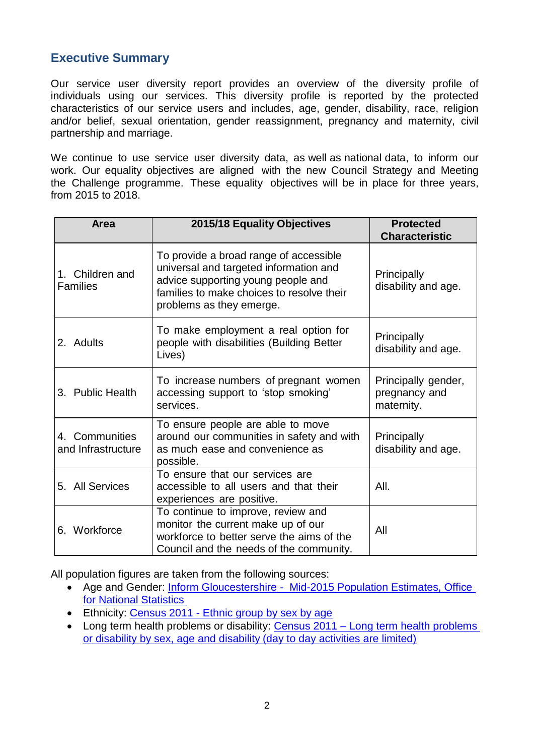## Executive Summary

Our service user diversity report provides an overview of the diversity profile of individuals using our services. This diversity profile is reported by the protected characteristics of our service users and includes, age, gender, disability, race, religion and/or belief, sexual orientation, gender reassignment, pregnancy and maternity, civil partnership and marriage.

We continue to use service user diversity data, as well as national data, to inform our work. Our equality objectives are aligned with the new Council Strategy and Meeting the Challenge programme. These equality objectives will be in place for three years, from 2015 to 2018.

| Area | 2015/18 Equality Objectives | Protected Characteristic |
|---|---|---|
| 1. Children and Families | To provide a broad range of accessible universal and targeted information and advice supporting young people and families to make choices to resolve their problems as they emerge. | Principally disability and age. |
| 2. Adults | To make employment a real option for people with disabilities (Building Better Lives) | Principally disability and age. |
| 3. Public Health | To increase numbers of pregnant women accessing support to 'stop smoking' services. | Principally gender, pregnancy and maternity. |
| 4. Communities and Infrastructure | To ensure people are able to move around our communities in safety and with as much ease and convenience as possible. | Principally disability and age. |
| 5. All Services | To ensure that our services are accessible to all users and that their experiences are positive. | All. |
| 6. Workforce | To continue to improve, review and monitor the current make up of our workforce to better serve the aims of the Council and the needs of the community. | All |

All population figures are taken from the following sources:

- Age and Gender: Inform Gloucestershire - Mid-2015 Population Estimates, Office for National Statistics
- Ethnicity: Census 2011 - Ethnic group by sex by age
- Long term health problems or disability: Census 2011 – Long term health problems or disability by sex, age and disability (day to day activities are limited)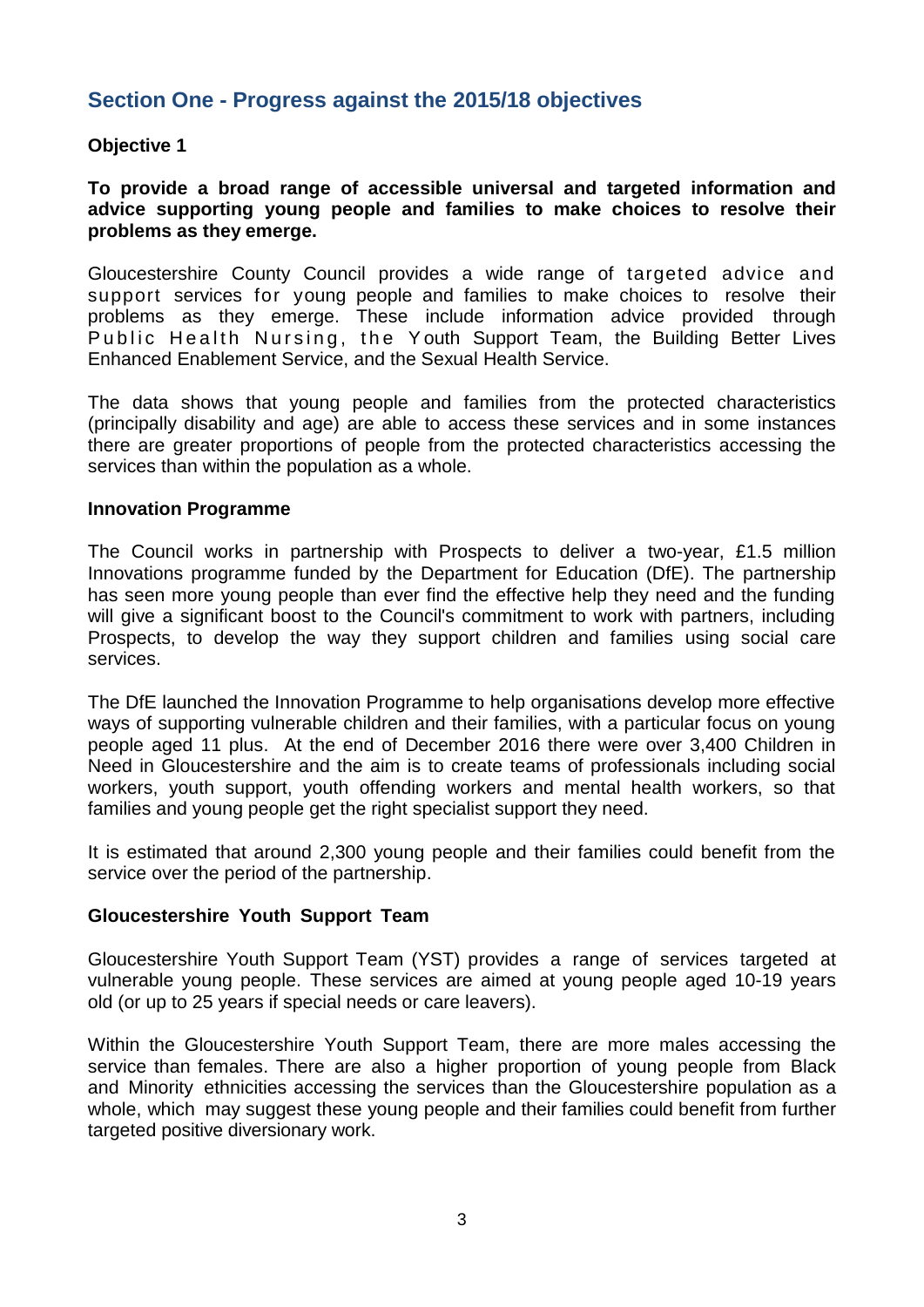## Section One - Progress against the 2015/18 objectives

**Objective 1**

**To provide a broad range of accessible universal and targeted information and advice supporting young people and families to make choices to resolve their problems as they emerge.**

Gloucestershire County Council provides a wide range of targeted advice and support services for young people and families to make choices to resolve their problems as they emerge. These include information advice provided through Public Health Nursing, the Youth Support Team, the Building Better Lives Enhanced Enablement Service, and the Sexual Health Service.

The data shows that young people and families from the protected characteristics (principally disability and age) are able to access these services and in some instances there are greater proportions of people from the protected characteristics accessing the services than within the population as a whole.

**Innovation Programme**

The Council works in partnership with Prospects to deliver a two-year, £1.5 million Innovations programme funded by the Department for Education (DfE). The partnership has seen more young people than ever find the effective help they need and the funding will give a significant boost to the Council's commitment to work with partners, including Prospects, to develop the way they support children and families using social care services.

The DfE launched the Innovation Programme to help organisations develop more effective ways of supporting vulnerable children and their families, with a particular focus on young people aged 11 plus. At the end of December 2016 there were over 3,400 Children in Need in Gloucestershire and the aim is to create teams of professionals including social workers, youth support, youth offending workers and mental health workers, so that families and young people get the right specialist support they need.

It is estimated that around 2,300 young people and their families could benefit from the service over the period of the partnership.

**Gloucestershire Youth Support Team**

Gloucestershire Youth Support Team (YST) provides a range of services targeted at vulnerable young people. These services are aimed at young people aged 10-19 years old (or up to 25 years if special needs or care leavers).

Within the Gloucestershire Youth Support Team, there are more males accessing the service than females. There are also a higher proportion of young people from Black and Minority ethnicities accessing the services than the Gloucestershire population as a whole, which may suggest these young people and their families could benefit from further targeted positive diversionary work.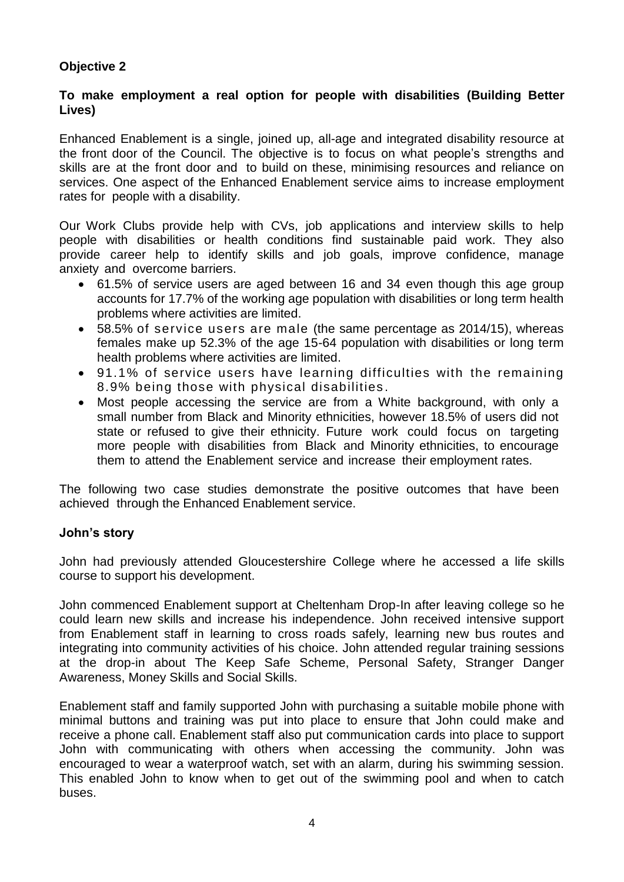**Objective 2**

**To make employment a real option for people with disabilities (Building Better Lives)**

Enhanced Enablement is a single, joined up, all-age and integrated disability resource at the front door of the Council. The objective is to focus on what people's strengths and skills are at the front door and to build on these, minimising resources and reliance on services. One aspect of the Enhanced Enablement service aims to increase employment rates for people with a disability.

Our Work Clubs provide help with CVs, job applications and interview skills to help people with disabilities or health conditions find sustainable paid work. They also provide career help to identify skills and job goals, improve confidence, manage anxiety and overcome barriers.

- 61.5% of service users are aged between 16 and 34 even though this age group accounts for 17.7% of the working age population with disabilities or long term health problems where activities are limited.
- 58.5% of service users are male (the same percentage as 2014/15), whereas females make up 52.3% of the age 15-64 population with disabilities or long term health problems where activities are limited.
- 91.1% of service users have learning difficulties with the remaining 8.9% being those with physical disabilities.
- Most people accessing the service are from a White background, with only a small number from Black and Minority ethnicities, however 18.5% of users did not state or refused to give their ethnicity. Future work could focus on targeting more people with disabilities from Black and Minority ethnicities, to encourage them to attend the Enablement service and increase their employment rates.

The following two case studies demonstrate the positive outcomes that have been achieved through the Enhanced Enablement service.

**John's story**

John had previously attended Gloucestershire College where he accessed a life skills course to support his development.

John commenced Enablement support at Cheltenham Drop-In after leaving college so he could learn new skills and increase his independence. John received intensive support from Enablement staff in learning to cross roads safely, learning new bus routes and integrating into community activities of his choice. John attended regular training sessions at the drop-in about The Keep Safe Scheme, Personal Safety, Stranger Danger Awareness, Money Skills and Social Skills.

Enablement staff and family supported John with purchasing a suitable mobile phone with minimal buttons and training was put into place to ensure that John could make and receive a phone call. Enablement staff also put communication cards into place to support John with communicating with others when accessing the community. John was encouraged to wear a waterproof watch, set with an alarm, during his swimming session. This enabled John to know when to get out of the swimming pool and when to catch buses.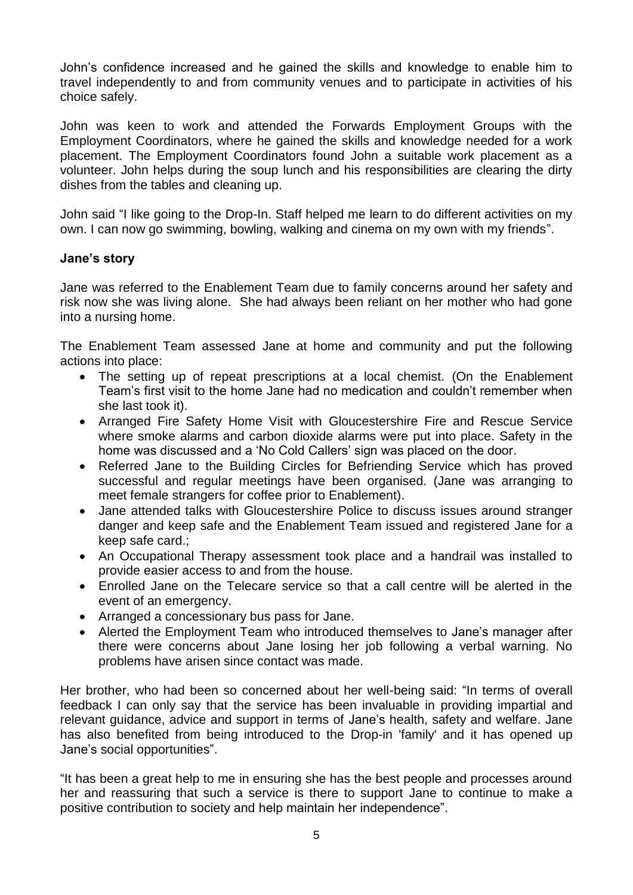John's confidence increased and he gained the skills and knowledge to enable him to travel independently to and from community venues and to participate in activities of his choice safely.

John was keen to work and attended the Forwards Employment Groups with the Employment Coordinators, where he gained the skills and knowledge needed for a work placement. The Employment Coordinators found John a suitable work placement as a volunteer. John helps during the soup lunch and his responsibilities are clearing the dirty dishes from the tables and cleaning up.

John said "I like going to the Drop-In. Staff helped me learn to do different activities on my own. I can now go swimming, bowling, walking and cinema on my own with my friends".

### Jane's story

Jane was referred to the Enablement Team due to family concerns around her safety and risk now she was living alone. She had always been reliant on her mother who had gone into a nursing home.

The Enablement Team assessed Jane at home and community and put the following actions into place:

- The setting up of repeat prescriptions at a local chemist. (On the Enablement Team's first visit to the home Jane had no medication and couldn't remember when she last took it).
- Arranged Fire Safety Home Visit with Gloucestershire Fire and Rescue Service where smoke alarms and carbon dioxide alarms were put into place. Safety in the home was discussed and a 'No Cold Callers' sign was placed on the door.
- Referred Jane to the Building Circles for Befriending Service which has proved successful and regular meetings have been organised. (Jane was arranging to meet female strangers for coffee prior to Enablement).
- Jane attended talks with Gloucestershire Police to discuss issues around stranger danger and keep safe and the Enablement Team issued and registered Jane for a keep safe card.;
- An Occupational Therapy assessment took place and a handrail was installed to provide easier access to and from the house.
- Enrolled Jane on the Telecare service so that a call centre will be alerted in the event of an emergency.
- Arranged a concessionary bus pass for Jane.
- Alerted the Employment Team who introduced themselves to Jane's manager after there were concerns about Jane losing her job following a verbal warning. No problems have arisen since contact was made.

Her brother, who had been so concerned about her well-being said: "In terms of overall feedback I can only say that the service has been invaluable in providing impartial and relevant guidance, advice and support in terms of Jane's health, safety and welfare. Jane has also benefited from being introduced to the Drop-in 'family' and it has opened up Jane's social opportunities".

"It has been a great help to me in ensuring she has the best people and processes around her and reassuring that such a service is there to support Jane to continue to make a positive contribution to society and help maintain her independence".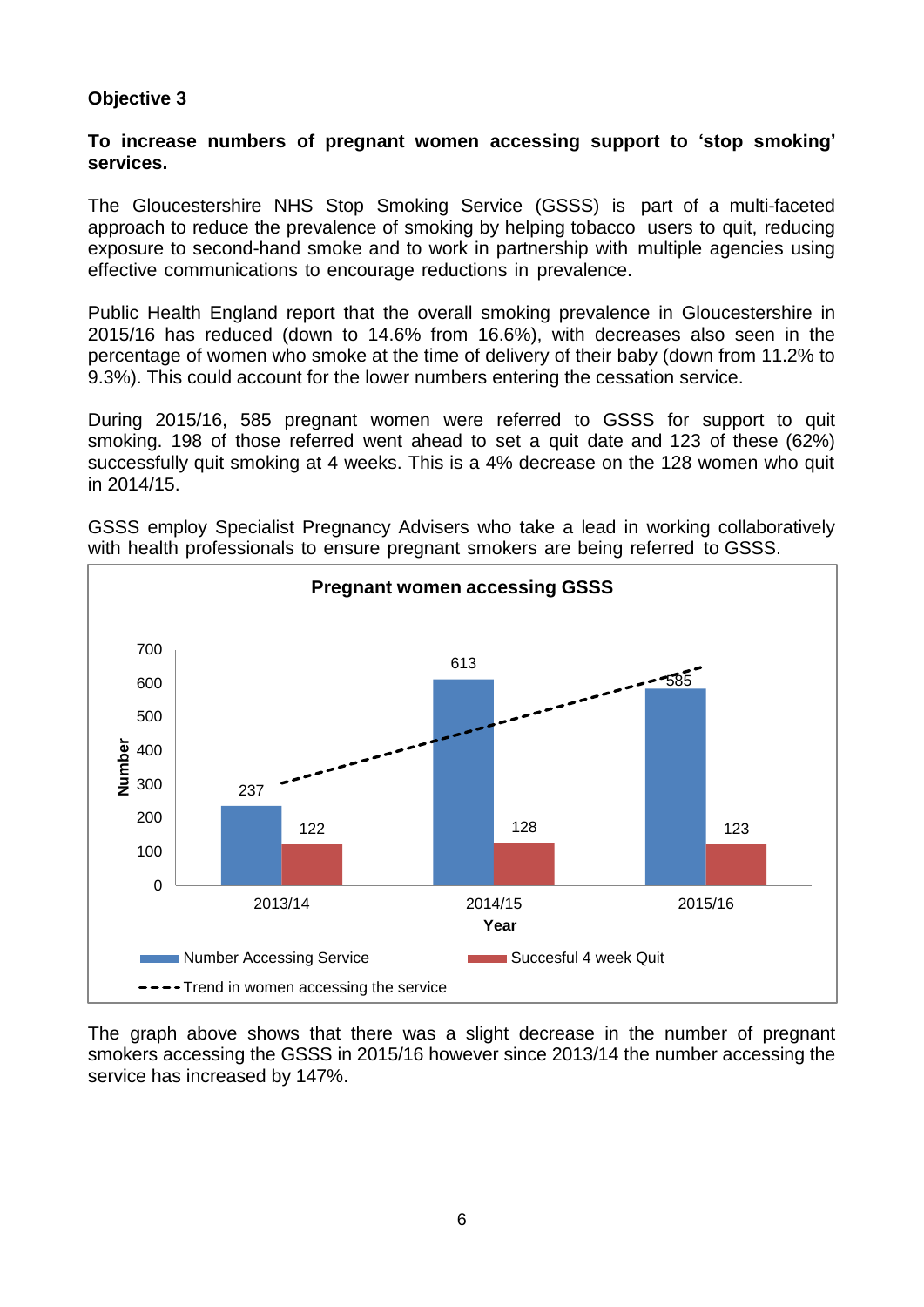**Objective 3**

**To increase numbers of pregnant women accessing support to 'stop smoking' services.**

The Gloucestershire NHS Stop Smoking Service (GSSS) is part of a multi-faceted approach to reduce the prevalence of smoking by helping tobacco users to quit, reducing exposure to second-hand smoke and to work in partnership with multiple agencies using effective communications to encourage reductions in prevalence.

Public Health England report that the overall smoking prevalence in Gloucestershire in 2015/16 has reduced (down to 14.6% from 16.6%), with decreases also seen in the percentage of women who smoke at the time of delivery of their baby (down from 11.2% to 9.3%). This could account for the lower numbers entering the cessation service.

During 2015/16, 585 pregnant women were referred to GSSS for support to quit smoking. 198 of those referred went ahead to set a quit date and 123 of these (62%) successfully quit smoking at 4 weeks. This is a 4% decrease on the 128 women who quit in 2014/15.

GSSS employ Specialist Pregnancy Advisers who take a lead in working collaboratively with health professionals to ensure pregnant smokers are being referred to GSSS.

**Pregnant women accessing GSSS**

| Year | Number Accessing Service | Succesful 4 week Quit |
|---|---|---|
| 2013/14 | 237 | 122 |
| 2014/15 | 613 | 128 |
| 2015/16 | 585 | 123 |

Trend in women accessing the service

The graph above shows that there was a slight decrease in the number of pregnant smokers accessing the GSSS in 2015/16 however since 2013/14 the number accessing the service has increased by 147%.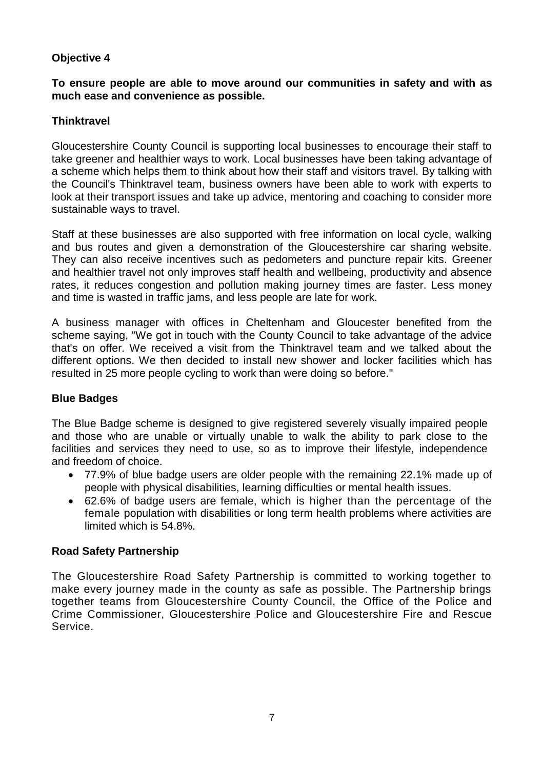**Objective 4**

**To ensure people are able to move around our communities in safety and with as much ease and convenience as possible.**

**Thinktravel**

Gloucestershire County Council is supporting local businesses to encourage their staff to take greener and healthier ways to work. Local businesses have been taking advantage of a scheme which helps them to think about how their staff and visitors travel. By talking with the Council's Thinktravel team, business owners have been able to work with experts to look at their transport issues and take up advice, mentoring and coaching to consider more sustainable ways to travel.

Staff at these businesses are also supported with free information on local cycle, walking and bus routes and given a demonstration of the Gloucestershire car sharing website. They can also receive incentives such as pedometers and puncture repair kits. Greener and healthier travel not only improves staff health and wellbeing, productivity and absence rates, it reduces congestion and pollution making journey times are faster. Less money and time is wasted in traffic jams, and less people are late for work.

A business manager with offices in Cheltenham and Gloucester benefited from the scheme saying, "We got in touch with the County Council to take advantage of the advice that's on offer. We received a visit from the Thinktravel team and we talked about the different options. We then decided to install new shower and locker facilities which has resulted in 25 more people cycling to work than were doing so before."

**Blue Badges**

The Blue Badge scheme is designed to give registered severely visually impaired people and those who are unable or virtually unable to walk the ability to park close to the facilities and services they need to use, so as to improve their lifestyle, independence and freedom of choice.

- 77.9% of blue badge users are older people with the remaining 22.1% made up of people with physical disabilities, learning difficulties or mental health issues.
- 62.6% of badge users are female, which is higher than the percentage of the female population with disabilities or long term health problems where activities are limited which is 54.8%.

**Road Safety Partnership**

The Gloucestershire Road Safety Partnership is committed to working together to make every journey made in the county as safe as possible. The Partnership brings together teams from Gloucestershire County Council, the Office of the Police and Crime Commissioner, Gloucestershire Police and Gloucestershire Fire and Rescue Service.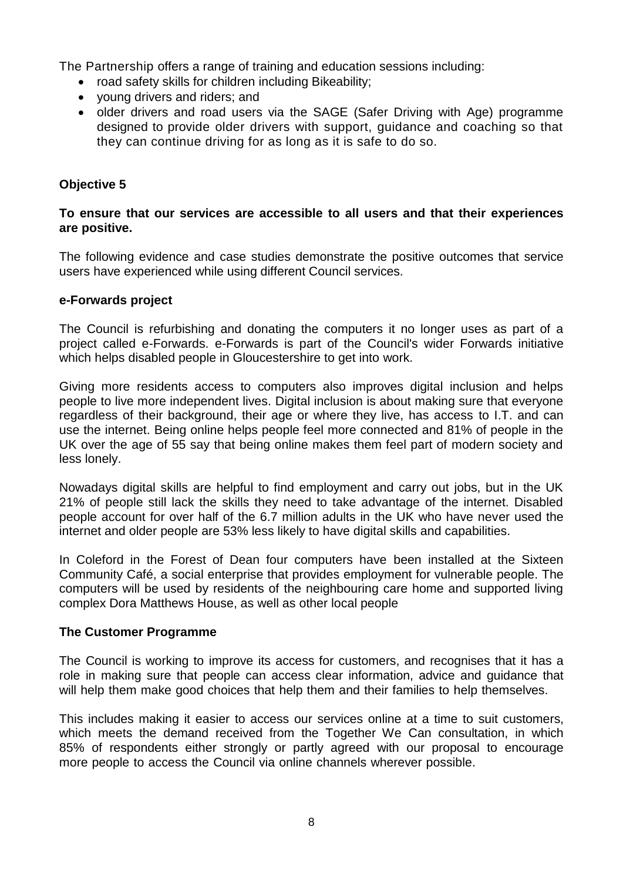The Partnership offers a range of training and education sessions including:

- road safety skills for children including Bikeability;
- young drivers and riders; and
- older drivers and road users via the SAGE (Safer Driving with Age) programme designed to provide older drivers with support, guidance and coaching so that they can continue driving for as long as it is safe to do so.

## Objective 5

**To ensure that our services are accessible to all users and that their experiences are positive.**

The following evidence and case studies demonstrate the positive outcomes that service users have experienced while using different Council services.

### e-Forwards project

The Council is refurbishing and donating the computers it no longer uses as part of a project called e-Forwards. e-Forwards is part of the Council's wider Forwards initiative which helps disabled people in Gloucestershire to get into work.

Giving more residents access to computers also improves digital inclusion and helps people to live more independent lives. Digital inclusion is about making sure that everyone regardless of their background, their age or where they live, has access to I.T. and can use the internet. Being online helps people feel more connected and 81% of people in the UK over the age of 55 say that being online makes them feel part of modern society and less lonely.

Nowadays digital skills are helpful to find employment and carry out jobs, but in the UK 21% of people still lack the skills they need to take advantage of the internet. Disabled people account for over half of the 6.7 million adults in the UK who have never used the internet and older people are 53% less likely to have digital skills and capabilities.

In Coleford in the Forest of Dean four computers have been installed at the Sixteen Community Café, a social enterprise that provides employment for vulnerable people. The computers will be used by residents of the neighbouring care home and supported living complex Dora Matthews House, as well as other local people

### The Customer Programme

The Council is working to improve its access for customers, and recognises that it has a role in making sure that people can access clear information, advice and guidance that will help them make good choices that help them and their families to help themselves.

This includes making it easier to access our services online at a time to suit customers, which meets the demand received from the Together We Can consultation, in which 85% of respondents either strongly or partly agreed with our proposal to encourage more people to access the Council via online channels wherever possible.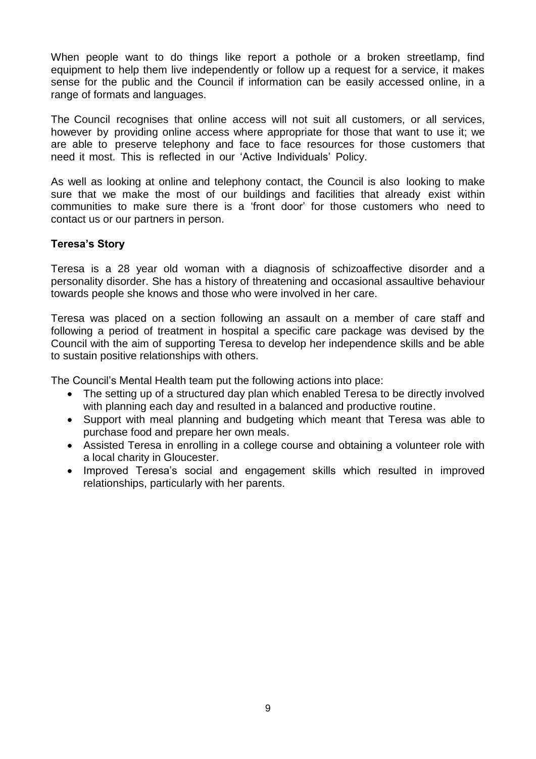When people want to do things like report a pothole or a broken streetlamp, find equipment to help them live independently or follow up a request for a service, it makes sense for the public and the Council if information can be easily accessed online, in a range of formats and languages.

The Council recognises that online access will not suit all customers, or all services, however by providing online access where appropriate for those that want to use it; we are able to preserve telephony and face to face resources for those customers that need it most. This is reflected in our 'Active Individuals' Policy.

As well as looking at online and telephony contact, the Council is also looking to make sure that we make the most of our buildings and facilities that already exist within communities to make sure there is a 'front door' for those customers who need to contact us or our partners in person.

### Teresa's Story

Teresa is a 28 year old woman with a diagnosis of schizoaffective disorder and a personality disorder. She has a history of threatening and occasional assaultive behaviour towards people she knows and those who were involved in her care.

Teresa was placed on a section following an assault on a member of care staff and following a period of treatment in hospital a specific care package was devised by the Council with the aim of supporting Teresa to develop her independence skills and be able to sustain positive relationships with others.

The Council's Mental Health team put the following actions into place:

- The setting up of a structured day plan which enabled Teresa to be directly involved with planning each day and resulted in a balanced and productive routine.
- Support with meal planning and budgeting which meant that Teresa was able to purchase food and prepare her own meals.
- Assisted Teresa in enrolling in a college course and obtaining a volunteer role with a local charity in Gloucester.
- Improved Teresa's social and engagement skills which resulted in improved relationships, particularly with her parents.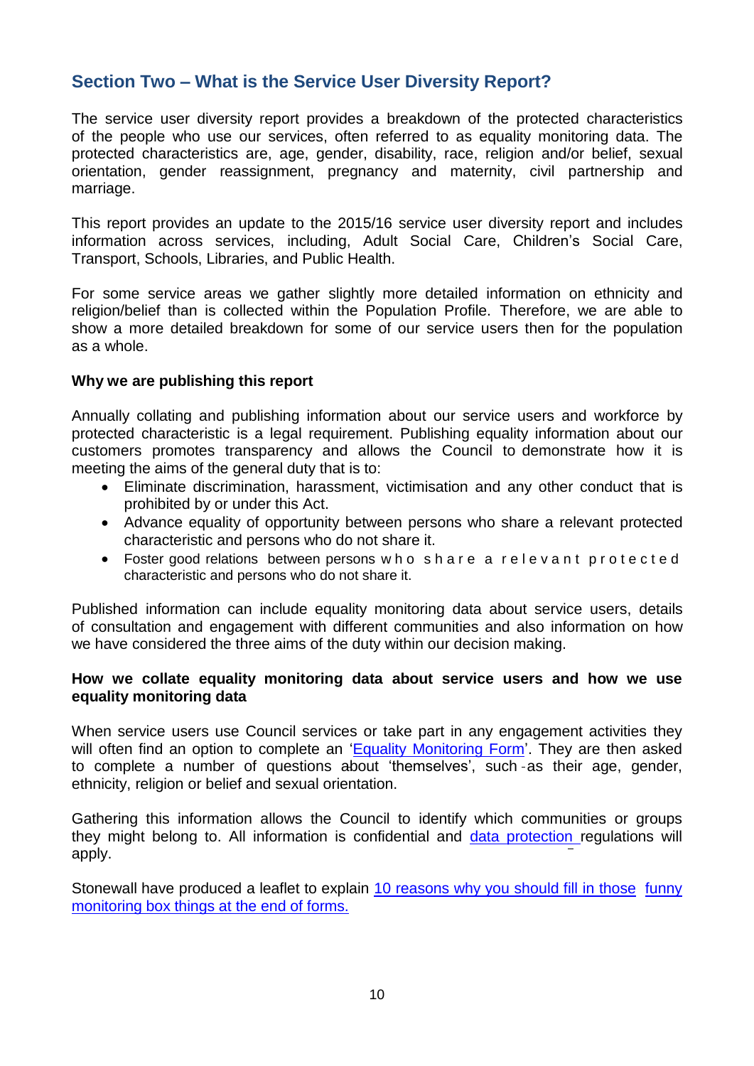## Section Two – What is the Service User Diversity Report?

The service user diversity report provides a breakdown of the protected characteristics of the people who use our services, often referred to as equality monitoring data. The protected characteristics are, age, gender, disability, race, religion and/or belief, sexual orientation, gender reassignment, pregnancy and maternity, civil partnership and marriage.

This report provides an update to the 2015/16 service user diversity report and includes information across services, including, Adult Social Care, Children's Social Care, Transport, Schools, Libraries, and Public Health.

For some service areas we gather slightly more detailed information on ethnicity and religion/belief than is collected within the Population Profile. Therefore, we are able to show a more detailed breakdown for some of our service users then for the population as a whole.

**Why we are publishing this report**

Annually collating and publishing information about our service users and workforce by protected characteristic is a legal requirement. Publishing equality information about our customers promotes transparency and allows the Council to demonstrate how it is meeting the aims of the general duty that is to:

- Eliminate discrimination, harassment, victimisation and any other conduct that is prohibited by or under this Act.
- Advance equality of opportunity between persons who share a relevant protected characteristic and persons who do not share it.
- Foster good relations between persons who share a relevant protected characteristic and persons who do not share it.

Published information can include equality monitoring data about service users, details of consultation and engagement with different communities and also information on how we have considered the three aims of the duty within our decision making.

**How we collate equality monitoring data about service users and how we use equality monitoring data**

When service users use Council services or take part in any engagement activities they will often find an option to complete an '[Equality Monitoring Form]'. They are then asked to complete a number of questions about 'themselves', such as their age, gender, ethnicity, religion or belief and sexual orientation.

Gathering this information allows the Council to identify which communities or groups they might belong to. All information is confidential and [data protection] regulations will apply.

Stonewall have produced a leaflet to explain [10 reasons why you should fill in those funny monitoring box things at the end of forms.]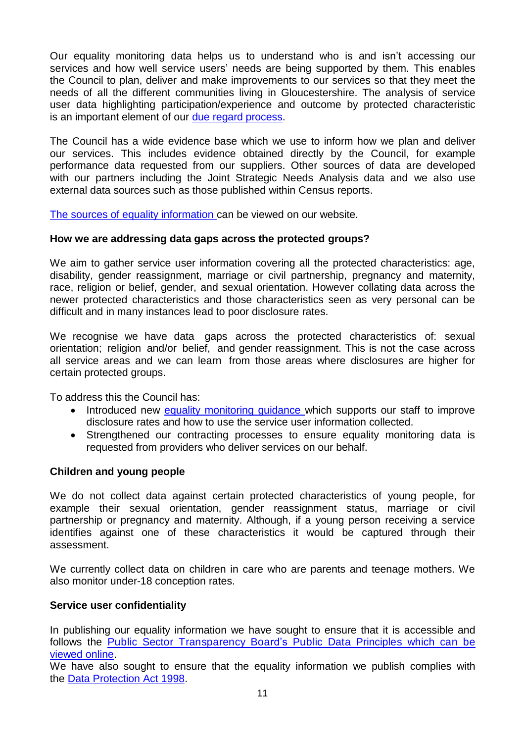Our equality monitoring data helps us to understand who is and isn't accessing our services and how well service users' needs are being supported by them. This enables the Council to plan, deliver and make improvements to our services so that they meet the needs of all the different communities living in Gloucestershire. The analysis of service user data highlighting participation/experience and outcome by protected characteristic is an important element of our [due regard process](#).

The Council has a wide evidence base which we use to inform how we plan and deliver our services. This includes evidence obtained directly by the Council, for example performance data requested from our suppliers. Other sources of data are developed with our partners including the Joint Strategic Needs Analysis data and we also use external data sources such as those published within Census reports.

[The sources of equality information](#) can be viewed on our website.

**How we are addressing data gaps across the protected groups?**

We aim to gather service user information covering all the protected characteristics: age, disability, gender reassignment, marriage or civil partnership, pregnancy and maternity, race, religion or belief, gender, and sexual orientation. However collating data across the newer protected characteristics and those characteristics seen as very personal can be difficult and in many instances lead to poor disclosure rates.

We recognise we have data gaps across the protected characteristics of: sexual orientation; religion and/or belief, and gender reassignment. This is not the case across all service areas and we can learn from those areas where disclosures are higher for certain protected groups.

To address this the Council has:

- Introduced new [equality monitoring guidance](#) which supports our staff to improve disclosure rates and how to use the service user information collected.
- Strengthened our contracting processes to ensure equality monitoring data is requested from providers who deliver services on our behalf.

**Children and young people**

We do not collect data against certain protected characteristics of young people, for example their sexual orientation, gender reassignment status, marriage or civil partnership or pregnancy and maternity. Although, if a young person receiving a service identifies against one of these characteristics it would be captured through their assessment.

We currently collect data on children in care who are parents and teenage mothers. We also monitor under-18 conception rates.

**Service user confidentiality**

In publishing our equality information we have sought to ensure that it is accessible and follows the [Public Sector Transparency Board's Public Data Principles which can be viewed online](#).
We have also sought to ensure that the equality information we publish complies with the [Data Protection Act 1998](#).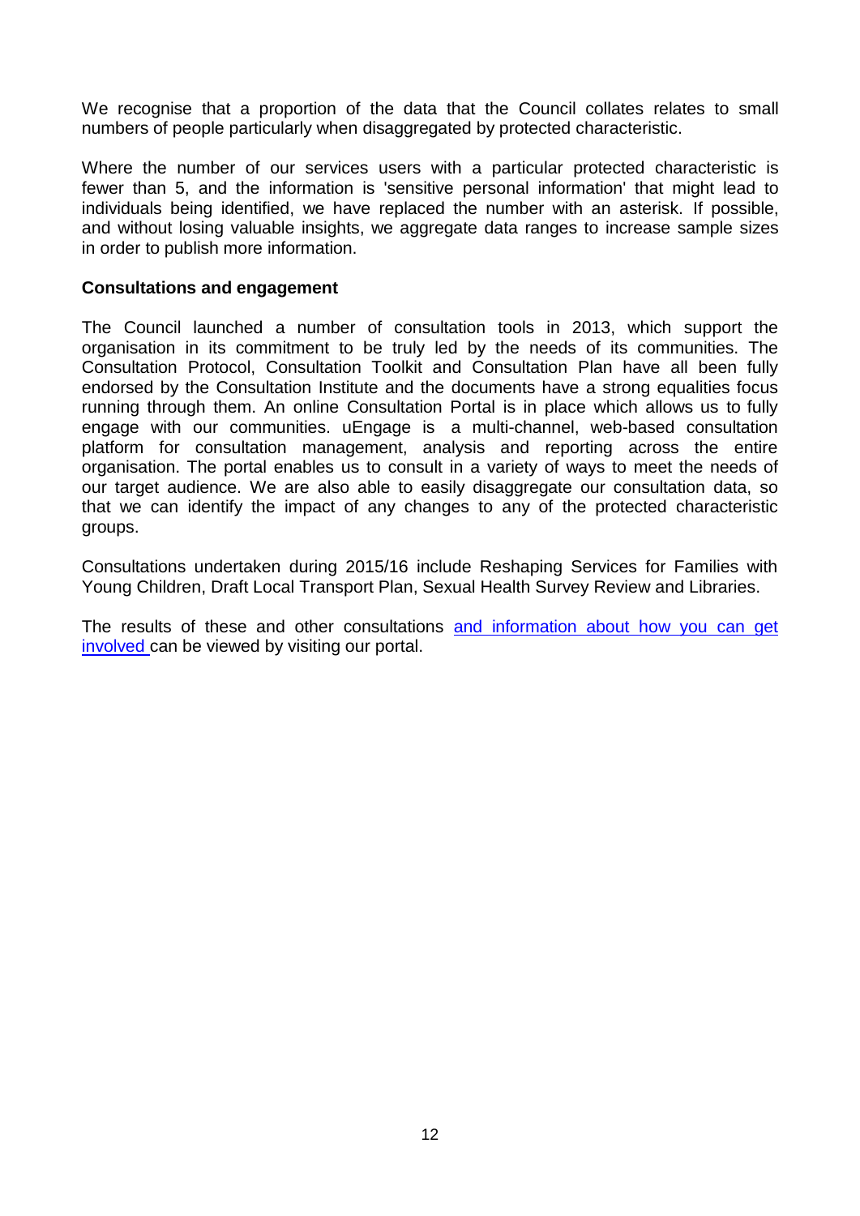We recognise that a proportion of the data that the Council collates relates to small numbers of people particularly when disaggregated by protected characteristic.

Where the number of our services users with a particular protected characteristic is fewer than 5, and the information is 'sensitive personal information' that might lead to individuals being identified, we have replaced the number with an asterisk. If possible, and without losing valuable insights, we aggregate data ranges to increase sample sizes in order to publish more information.

**Consultations and engagement**

The Council launched a number of consultation tools in 2013, which support the organisation in its commitment to be truly led by the needs of its communities. The Consultation Protocol, Consultation Toolkit and Consultation Plan have all been fully endorsed by the Consultation Institute and the documents have a strong equalities focus running through them. An online Consultation Portal is in place which allows us to fully engage with our communities. uEngage is a multi-channel, web-based consultation platform for consultation management, analysis and reporting across the entire organisation. The portal enables us to consult in a variety of ways to meet the needs of our target audience. We are also able to easily disaggregate our consultation data, so that we can identify the impact of any changes to any of the protected characteristic groups.

Consultations undertaken during 2015/16 include Reshaping Services for Families with Young Children, Draft Local Transport Plan, Sexual Health Survey Review and Libraries.

The results of these and other consultations and information about how you can get involved can be viewed by visiting our portal.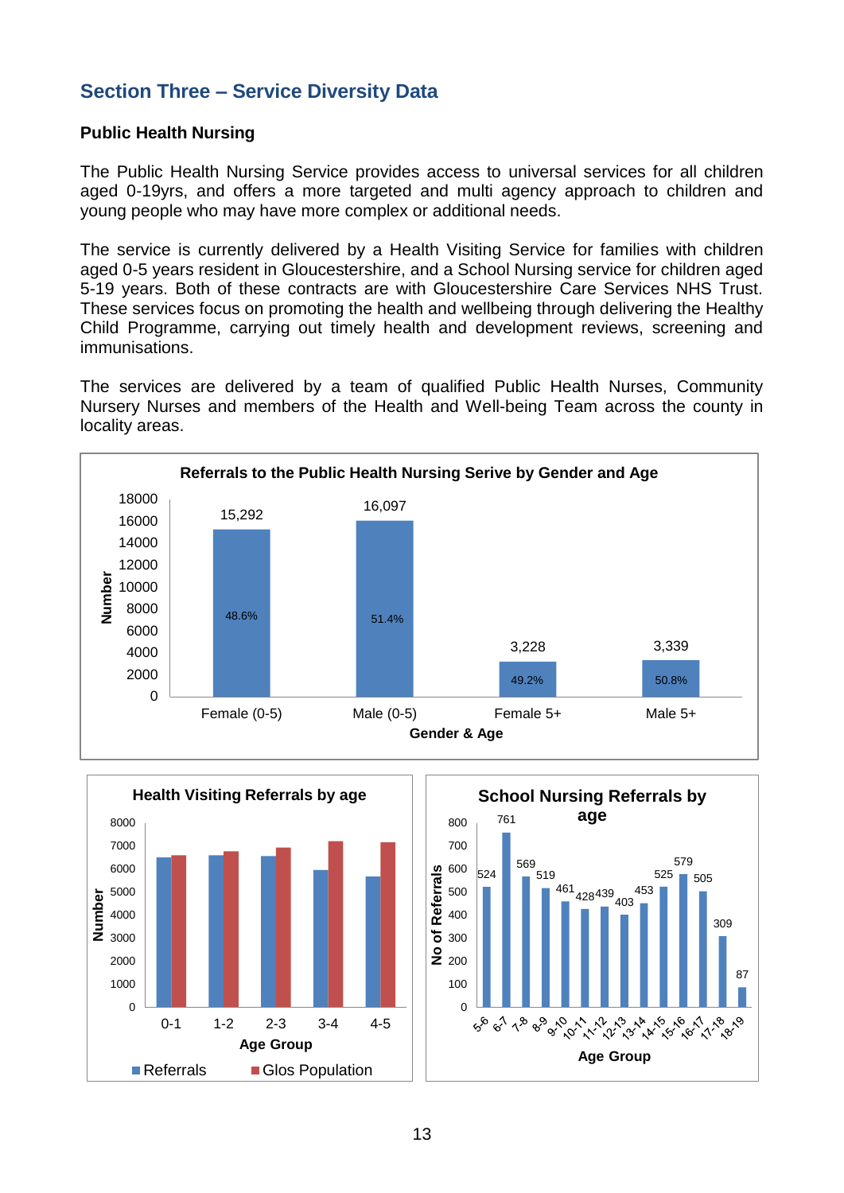## Section Three – Service Diversity Data

**Public Health Nursing**

The Public Health Nursing Service provides access to universal services for all children aged 0-19yrs, and offers a more targeted and multi agency approach to children and young people who may have more complex or additional needs.

The service is currently delivered by a Health Visiting Service for families with children aged 0-5 years resident in Gloucestershire, and a School Nursing service for children aged 5-19 years. Both of these contracts are with Gloucestershire Care Services NHS Trust. These services focus on promoting the health and wellbeing through delivering the Healthy Child Programme, carrying out timely health and development reviews, screening and immunisations.

The services are delivered by a team of qualified Public Health Nurses, Community Nursery Nurses and members of the Health and Well-being Team across the county in locality areas.

**Referrals to the Public Health Nursing Serive by Gender and Age**

| Gender & Age | Number | % |
|---|---|---|
| Female (0-5) | 15,292 | 48.6% |
| Male (0-5) | 16,097 | 51.4% |
| Female 5+ | 3,228 | 49.2% |
| Male 5+ | 3,339 | 50.8% |

**Health Visiting Referrals by age**

Age Group: 0-1, 1-2, 2-3, 3-4, 4-5 (Referrals; Glos Population)

**School Nursing Referrals by age**

| Age Group | No of Referrals |
|---|---|
| 5-6 | 524 |
| 6-7 | 761 |
| 7-8 | 569 |
| 8-9 | 519 |
| 9-10 | 461 |
| 10-11 | 428 |
| 11-12 | 439 |
| 12-13 | 403 |
| 13-14 | 453 |
| 14-15 | 525 |
| 15-16 | 579 |
| 16-17 | 505 |
| 17-18 | 309 |
| 18-19 | 87 |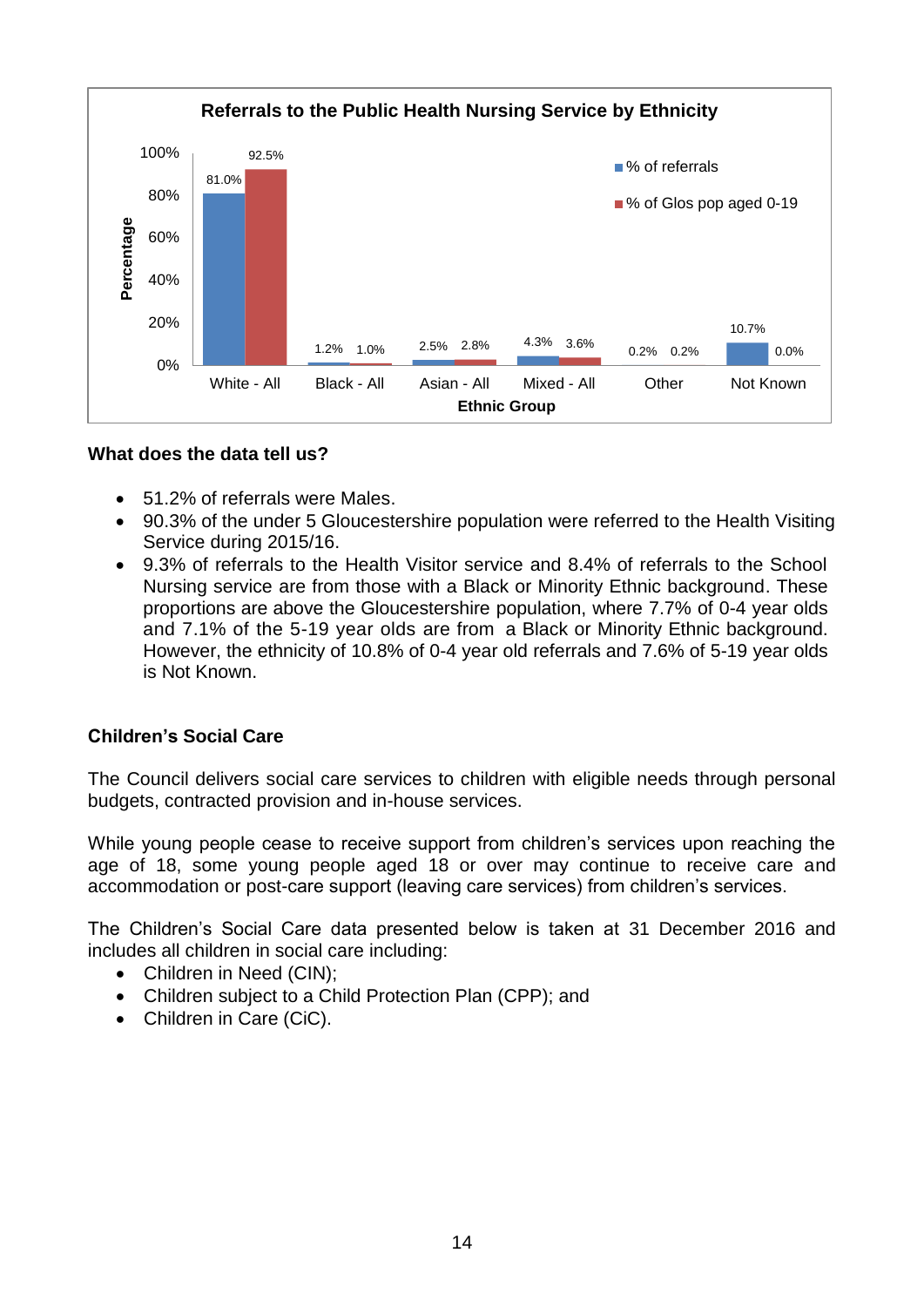**Referrals to the Public Health Nursing Service by Ethnicity**

| Ethnic Group | % of referrals | % of Glos pop aged 0-19 |
|---|---|---|
| White - All | 81.0% | 92.5% |
| Black - All | 1.2% | 1.0% |
| Asian - All | 2.5% | 2.8% |
| Mixed - All | 4.3% | 3.6% |
| Other | 0.2% | 0.2% |
| Not Known | 10.7% | 0.0% |

### What does the data tell us?

- 51.2% of referrals were Males.
- 90.3% of the under 5 Gloucestershire population were referred to the Health Visiting Service during 2015/16.
- 9.3% of referrals to the Health Visitor service and 8.4% of referrals to the School Nursing service are from those with a Black or Minority Ethnic background. These proportions are above the Gloucestershire population, where 7.7% of 0-4 year olds and 7.1% of the 5-19 year olds are from a Black or Minority Ethnic background. However, the ethnicity of 10.8% of 0-4 year old referrals and 7.6% of 5-19 year olds is Not Known.

### Children's Social Care

The Council delivers social care services to children with eligible needs through personal budgets, contracted provision and in-house services.

While young people cease to receive support from children's services upon reaching the age of 18, some young people aged 18 or over may continue to receive care and accommodation or post-care support (leaving care services) from children's services.

The Children's Social Care data presented below is taken at 31 December 2016 and includes all children in social care including:

- Children in Need (CIN);
- Children subject to a Child Protection Plan (CPP); and
- Children in Care (CiC).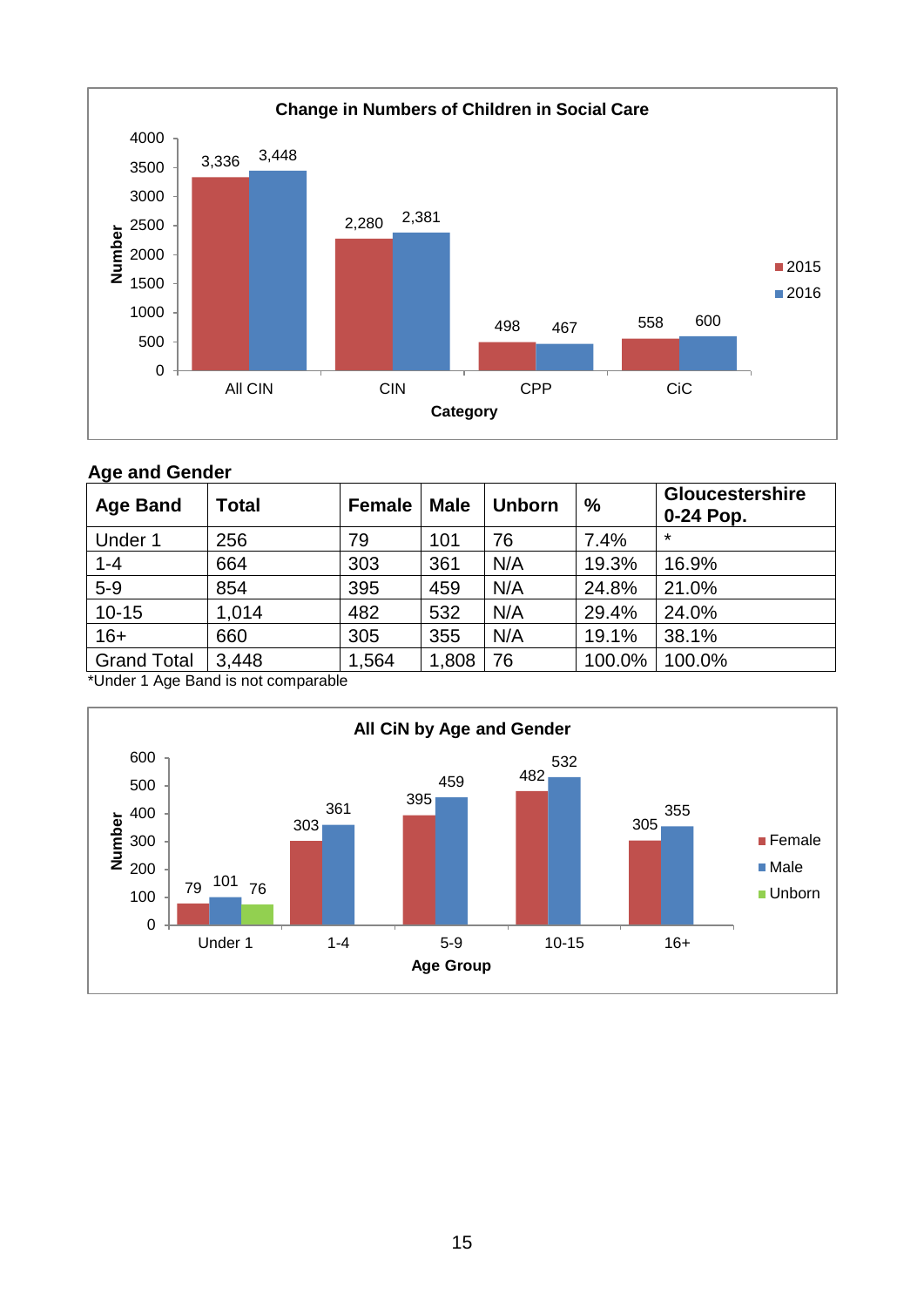**Change in Numbers of Children in Social Care**

| Category | 2015 | 2016 |
|---|---|---|
| All CIN | 3,336 | 3,448 |
| CIN | 2,280 | 2,381 |
| CPP | 498 | 467 |
| CiC | 558 | 600 |

## Age and Gender

| Age Band | Total | Female | Male | Unborn | % | Gloucestershire 0-24 Pop. |
|---|---|---|---|---|---|---|
| Under 1 | 256 | 79 | 101 | 76 | 7.4% | * |
| 1-4 | 664 | 303 | 361 | N/A | 19.3% | 16.9% |
| 5-9 | 854 | 395 | 459 | N/A | 24.8% | 21.0% |
| 10-15 | 1,014 | 482 | 532 | N/A | 29.4% | 24.0% |
| 16+ | 660 | 305 | 355 | N/A | 19.1% | 38.1% |
| Grand Total | 3,448 | 1,564 | 1,808 | 76 | 100.0% | 100.0% |

*Under 1 Age Band is not comparable

**All CiN by Age and Gender**

| Age Group | Female | Male | Unborn |
|---|---|---|---|
| Under 1 | 79 | 101 | 76 |
| 1-4 | 303 | 361 | |
| 5-9 | 395 | 459 | |
| 10-15 | 482 | 532 | |
| 16+ | 305 | 355 | |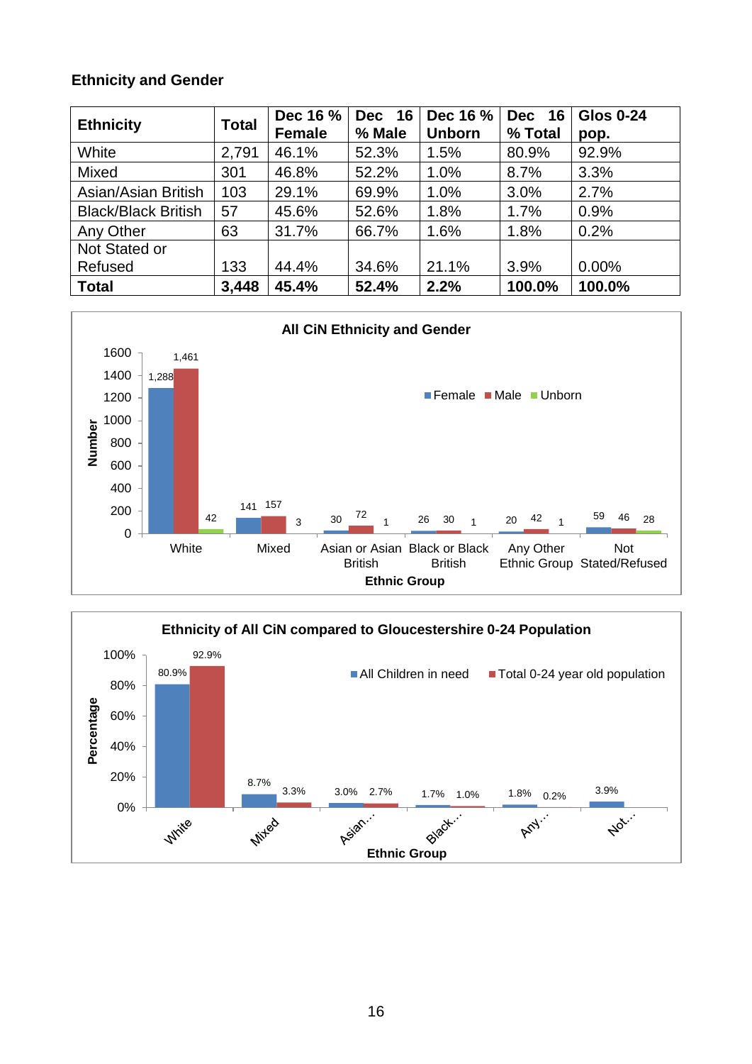**Ethnicity and Gender**

| Ethnicity | Total | Dec 16 % Female | Dec 16 % Male | Dec 16 % Unborn | Dec 16 % Total | Glos 0-24 pop. |
|---|---|---|---|---|---|---|
| White | 2,791 | 46.1% | 52.3% | 1.5% | 80.9% | 92.9% |
| Mixed | 301 | 46.8% | 52.2% | 1.0% | 8.7% | 3.3% |
| Asian/Asian British | 103 | 29.1% | 69.9% | 1.0% | 3.0% | 2.7% |
| Black/Black British | 57 | 45.6% | 52.6% | 1.8% | 1.7% | 0.9% |
| Any Other | 63 | 31.7% | 66.7% | 1.6% | 1.8% | 0.2% |
| Not Stated or Refused | 133 | 44.4% | 34.6% | 21.1% | 3.9% | 0.00% |
| **Total** | **3,448** | **45.4%** | **52.4%** | **2.2%** | **100.0%** | **100.0%** |

**All CiN Ethnicity and Gender**

**Ethnicity of All CiN compared to Gloucestershire 0-24 Population**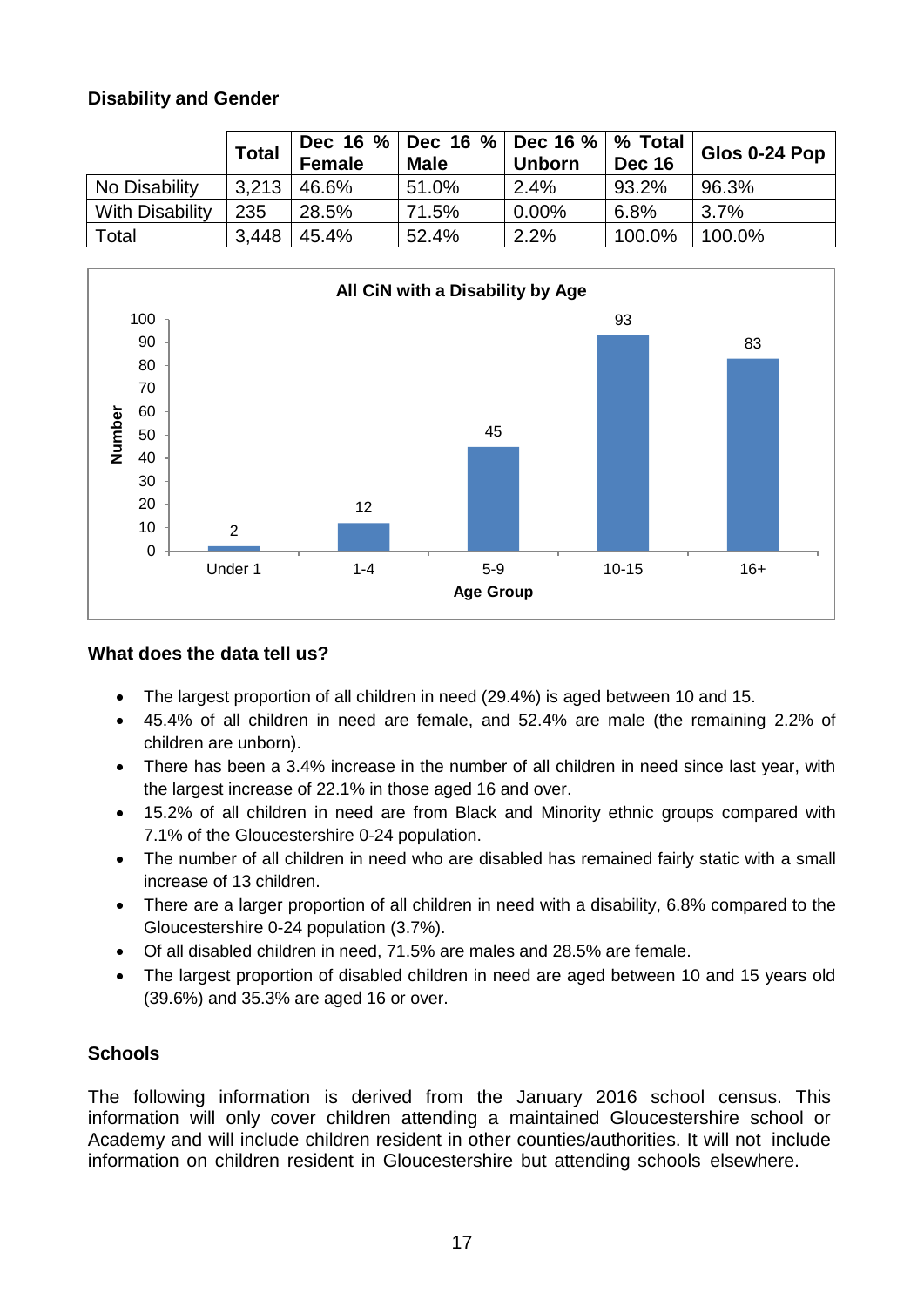### Disability and Gender

| | Total | Dec 16 % Female | Dec 16 % Male | Dec 16 % Unborn | % Total Dec 16 | Glos 0-24 Pop |
|---|---|---|---|---|---|---|
| No Disability | 3,213 | 46.6% | 51.0% | 2.4% | 93.2% | 96.3% |
| With Disability | 235 | 28.5% | 71.5% | 0.00% | 6.8% | 3.7% |
| Total | 3,448 | 45.4% | 52.4% | 2.2% | 100.0% | 100.0% |

**All CiN with a Disability by Age**

| Age Group | Number |
|---|---|
| Under 1 | 2 |
| 1-4 | 12 |
| 5-9 | 45 |
| 10-15 | 93 |
| 16+ | 83 |

### What does the data tell us?

- The largest proportion of all children in need (29.4%) is aged between 10 and 15.
- 45.4% of all children in need are female, and 52.4% are male (the remaining 2.2% of children are unborn).
- There has been a 3.4% increase in the number of all children in need since last year, with the largest increase of 22.1% in those aged 16 and over.
- 15.2% of all children in need are from Black and Minority ethnic groups compared with 7.1% of the Gloucestershire 0-24 population.
- The number of all children in need who are disabled has remained fairly static with a small increase of 13 children.
- There are a larger proportion of all children in need with a disability, 6.8% compared to the Gloucestershire 0-24 population (3.7%).
- Of all disabled children in need, 71.5% are males and 28.5% are female.
- The largest proportion of disabled children in need are aged between 10 and 15 years old (39.6%) and 35.3% are aged 16 or over.

### Schools

The following information is derived from the January 2016 school census. This information will only cover children attending a maintained Gloucestershire school or Academy and will include children resident in other counties/authorities. It will not include information on children resident in Gloucestershire but attending schools elsewhere.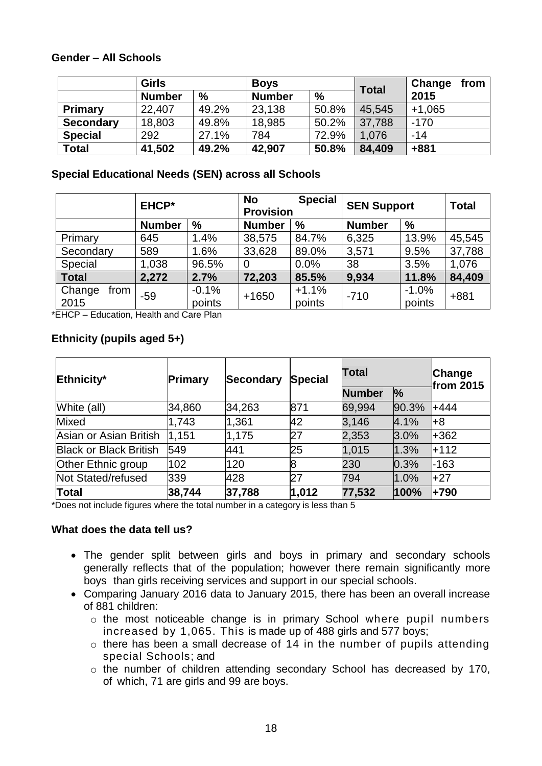**Gender – All Schools**

| | Girls | | Boys | | Total | Change from 2015 |
|---|---|---|---|---|---|---|
| | Number | % | Number | % | | |
| **Primary** | 22,407 | 49.2% | 23,138 | 50.8% | 45,545 | +1,065 |
| **Secondary** | 18,803 | 49.8% | 18,985 | 50.2% | 37,788 | -170 |
| **Special** | 292 | 27.1% | 784 | 72.9% | 1,076 | -14 |
| **Total** | **41,502** | **49.2%** | **42,907** | **50.8%** | **84,409** | **+881** |

**Special Educational Needs (SEN) across all Schools**

| | EHCP* | | No Special Provision | | SEN Support | | Total |
|---|---|---|---|---|---|---|---|
| | Number | % | Number | % | Number | % | |
| Primary | 645 | 1.4% | 38,575 | 84.7% | 6,325 | 13.9% | 45,545 |
| Secondary | 589 | 1.6% | 33,628 | 89.0% | 3,571 | 9.5% | 37,788 |
| Special | 1,038 | 96.5% | 0 | 0.0% | 38 | 3.5% | 1,076 |
| **Total** | **2,272** | **2.7%** | **72,203** | **85.5%** | **9,934** | **11.8%** | **84,409** |
| Change from 2015 | -59 | -0.1% points | +1650 | +1.1% points | -710 | -1.0% points | +881 |

*EHCP – Education, Health and Care Plan

**Ethnicity (pupils aged 5+)**

| Ethnicity* | Primary | Secondary | Special | Total | | Change from 2015 |
|---|---|---|---|---|---|---|
| | | | | Number | % | |
| White (all) | 34,860 | 34,263 | 871 | 69,994 | 90.3% | +444 |
| Mixed | 1,743 | 1,361 | 42 | 3,146 | 4.1% | +8 |
| Asian or Asian British | 1,151 | 1,175 | 27 | 2,353 | 3.0% | +362 |
| Black or Black British | 549 | 441 | 25 | 1,015 | 1.3% | +112 |
| Other Ethnic group | 102 | 120 | 8 | 230 | 0.3% | -163 |
| Not Stated/refused | 339 | 428 | 27 | 794 | 1.0% | +27 |
| **Total** | **38,744** | **37,788** | **1,012** | **77,532** | **100%** | **+790** |

*Does not include figures where the total number in a category is less than 5

**What does the data tell us?**

- The gender split between girls and boys in primary and secondary schools generally reflects that of the population; however there remain significantly more boys than girls receiving services and support in our special schools.
- Comparing January 2016 data to January 2015, there has been an overall increase of 881 children:
  - the most noticeable change is in primary School where pupil numbers increased by 1,065. This is made up of 488 girls and 577 boys;
  - there has been a small decrease of 14 in the number of pupils attending special Schools; and
  - the number of children attending secondary School has decreased by 170, of which, 71 are girls and 99 are boys.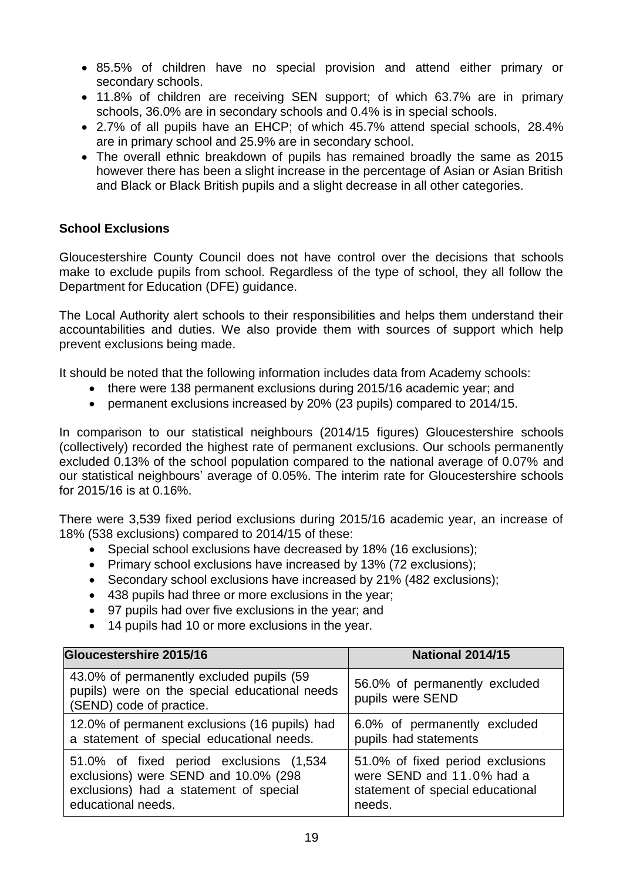- 85.5% of children have no special provision and attend either primary or secondary schools.
- 11.8% of children are receiving SEN support; of which 63.7% are in primary schools, 36.0% are in secondary schools and 0.4% is in special schools.
- 2.7% of all pupils have an EHCP; of which 45.7% attend special schools, 28.4% are in primary school and 25.9% are in secondary school.
- The overall ethnic breakdown of pupils has remained broadly the same as 2015 however there has been a slight increase in the percentage of Asian or Asian British and Black or Black British pupils and a slight decrease in all other categories.

**School Exclusions**

Gloucestershire County Council does not have control over the decisions that schools make to exclude pupils from school. Regardless of the type of school, they all follow the Department for Education (DFE) guidance.

The Local Authority alert schools to their responsibilities and helps them understand their accountabilities and duties. We also provide them with sources of support which help prevent exclusions being made.

It should be noted that the following information includes data from Academy schools:

- there were 138 permanent exclusions during 2015/16 academic year; and
- permanent exclusions increased by 20% (23 pupils) compared to 2014/15.

In comparison to our statistical neighbours (2014/15 figures) Gloucestershire schools (collectively) recorded the highest rate of permanent exclusions. Our schools permanently excluded 0.13% of the school population compared to the national average of 0.07% and our statistical neighbours' average of 0.05%. The interim rate for Gloucestershire schools for 2015/16 is at 0.16%.

There were 3,539 fixed period exclusions during 2015/16 academic year, an increase of 18% (538 exclusions) compared to 2014/15 of these:

- Special school exclusions have decreased by 18% (16 exclusions);
- Primary school exclusions have increased by 13% (72 exclusions);
- Secondary school exclusions have increased by 21% (482 exclusions);
- 438 pupils had three or more exclusions in the year;
- 97 pupils had over five exclusions in the year; and
- 14 pupils had 10 or more exclusions in the year.

| Gloucestershire 2015/16 | National 2014/15 |
|---|---|
| 43.0% of permanently excluded pupils (59 pupils) were on the special educational needs (SEND) code of practice. | 56.0% of permanently excluded pupils were SEND |
| 12.0% of permanent exclusions (16 pupils) had a statement of special educational needs. | 6.0% of permanently excluded pupils had statements |
| 51.0% of fixed period exclusions (1,534 exclusions) were SEND and 10.0% (298 exclusions) had a statement of special educational needs. | 51.0% of fixed period exclusions were SEND and 11.0% had a statement of special educational needs. |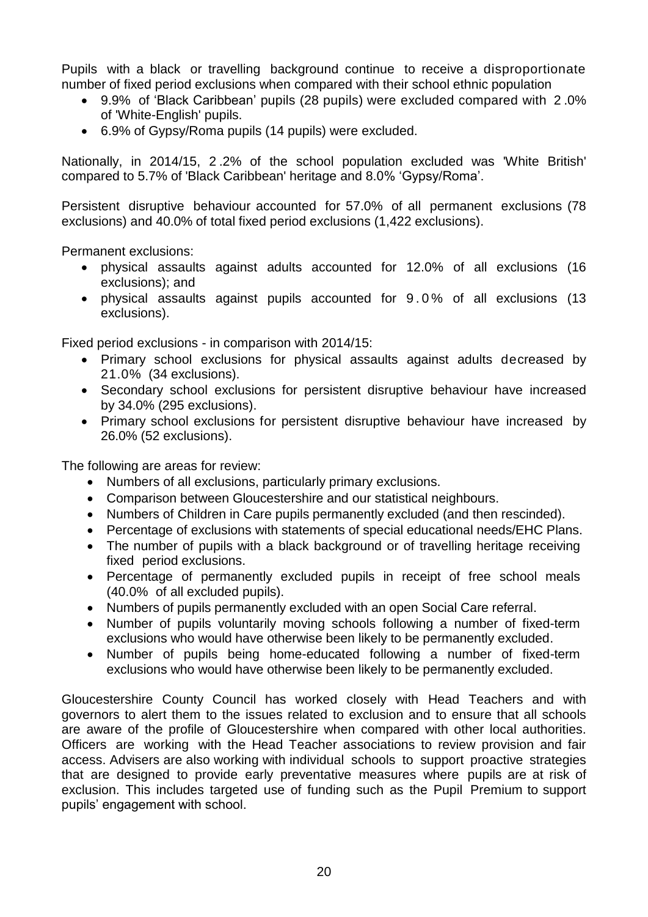Pupils with a black or travelling background continue to receive a disproportionate number of fixed period exclusions when compared with their school ethnic population

- 9.9% of 'Black Caribbean' pupils (28 pupils) were excluded compared with 2.0% of 'White-English' pupils.
- 6.9% of Gypsy/Roma pupils (14 pupils) were excluded.

Nationally, in 2014/15, 2.2% of the school population excluded was 'White British' compared to 5.7% of 'Black Caribbean' heritage and 8.0% 'Gypsy/Roma'.

Persistent disruptive behaviour accounted for 57.0% of all permanent exclusions (78 exclusions) and 40.0% of total fixed period exclusions (1,422 exclusions).

Permanent exclusions:

- physical assaults against adults accounted for 12.0% of all exclusions (16 exclusions); and
- physical assaults against pupils accounted for 9.0% of all exclusions (13 exclusions).

Fixed period exclusions - in comparison with 2014/15:

- Primary school exclusions for physical assaults against adults decreased by 21.0% (34 exclusions).
- Secondary school exclusions for persistent disruptive behaviour have increased by 34.0% (295 exclusions).
- Primary school exclusions for persistent disruptive behaviour have increased by 26.0% (52 exclusions).

The following are areas for review:

- Numbers of all exclusions, particularly primary exclusions.
- Comparison between Gloucestershire and our statistical neighbours.
- Numbers of Children in Care pupils permanently excluded (and then rescinded).
- Percentage of exclusions with statements of special educational needs/EHC Plans.
- The number of pupils with a black background or of travelling heritage receiving fixed period exclusions.
- Percentage of permanently excluded pupils in receipt of free school meals (40.0% of all excluded pupils).
- Numbers of pupils permanently excluded with an open Social Care referral.
- Number of pupils voluntarily moving schools following a number of fixed-term exclusions who would have otherwise been likely to be permanently excluded.
- Number of pupils being home-educated following a number of fixed-term exclusions who would have otherwise been likely to be permanently excluded.

Gloucestershire County Council has worked closely with Head Teachers and with governors to alert them to the issues related to exclusion and to ensure that all schools are aware of the profile of Gloucestershire when compared with other local authorities. Officers are working with the Head Teacher associations to review provision and fair access. Advisers are also working with individual schools to support proactive strategies that are designed to provide early preventative measures where pupils are at risk of exclusion. This includes targeted use of funding such as the Pupil Premium to support pupils' engagement with school.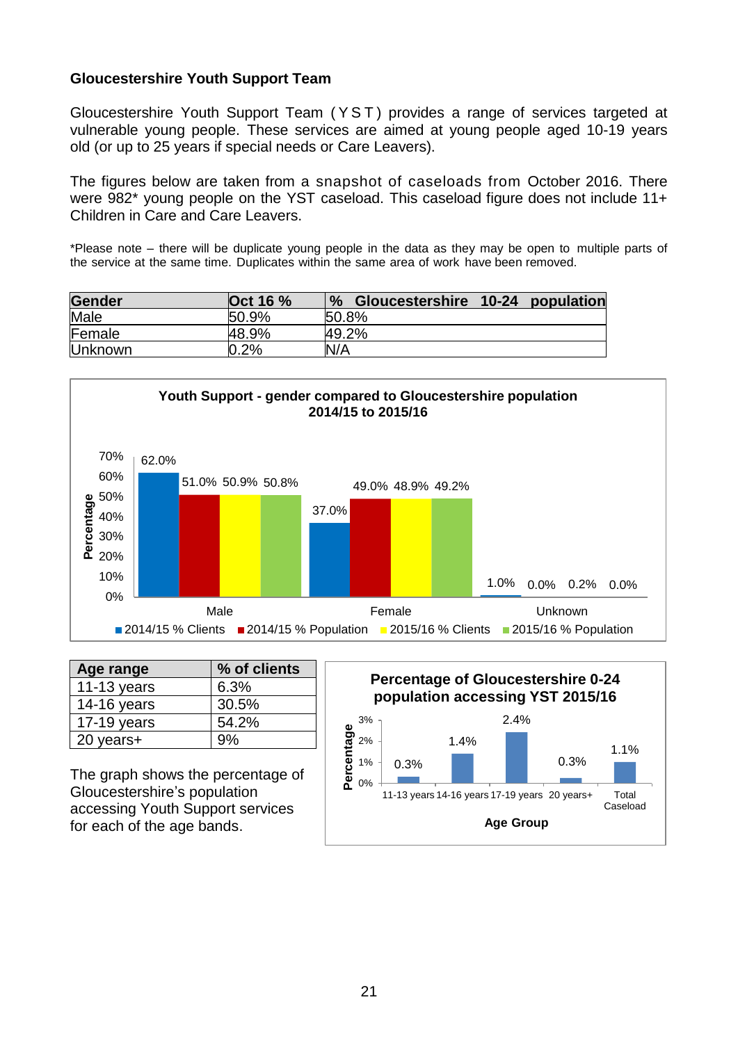**Gloucestershire Youth Support Team**

Gloucestershire Youth Support Team ( Y S T ) provides a range of services targeted at vulnerable young people. These services are aimed at young people aged 10-19 years old (or up to 25 years if special needs or Care Leavers).

The figures below are taken from a snapshot of caseloads from October 2016. There were 982* young people on the YST caseload. This caseload figure does not include 11+ Children in Care and Care Leavers.

*Please note – there will be duplicate young people in the data as they may be open to multiple parts of the service at the same time. Duplicates within the same area of work have been removed.

| Gender | Oct 16 % | % Gloucestershire 10-24 population |
|---|---|---|
| Male | 50.9% | 50.8% |
| Female | 48.9% | 49.2% |
| Unknown | 0.2% | N/A |

**Youth Support - gender compared to Gloucestershire population 2014/15 to 2015/16**

| | 2014/15 % Clients | 2014/15 % Population | 2015/16 % Clients | 2015/16 % Population |
|---|---|---|---|---|
| Male | 62.0% | 51.0% | 50.9% | 50.8% |
| Female | 37.0% | 49.0% | 48.9% | 49.2% |
| Unknown | 1.0% | 0.0% | 0.2% | 0.0% |

| Age range | % of clients |
|---|---|
| 11-13 years | 6.3% |
| 14-16 years | 30.5% |
| 17-19 years | 54.2% |
| 20 years+ | 9% |

The graph shows the percentage of Gloucestershire's population accessing Youth Support services for each of the age bands.

**Percentage of Gloucestershire 0-24 population accessing YST 2015/16**

| Age Group | Percentage |
|---|---|
| 11-13 years | 0.3% |
| 14-16 years | 1.4% |
| 17-19 years | 2.4% |
| 20 years+ | 0.3% |
| Total Caseload | 1.1% |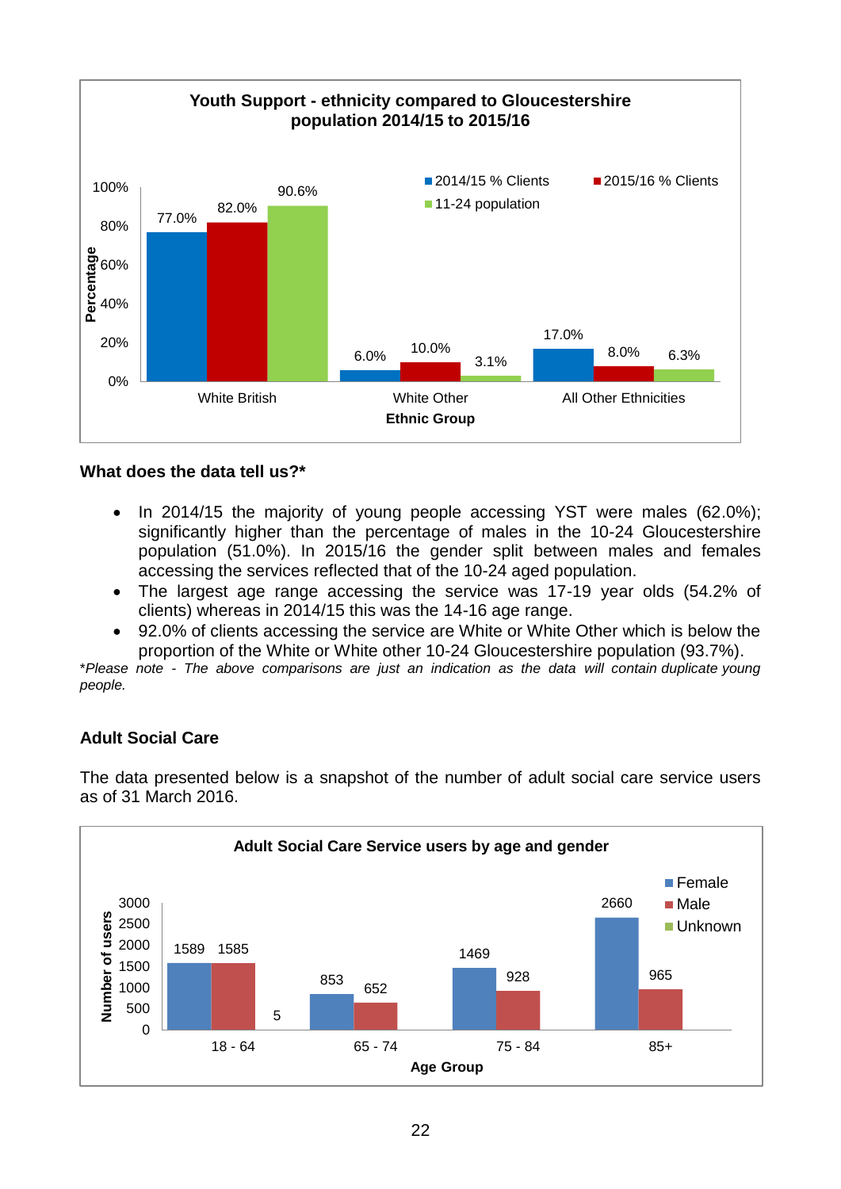**Youth Support - ethnicity compared to Gloucestershire population 2014/15 to 2015/16**

| Ethnic Group | 2014/15 % Clients | 2015/16 % Clients | 11-24 population |
|---|---|---|---|
| White British | 77.0% | 82.0% | 90.6% |
| White Other | 6.0% | 10.0% | 3.1% |
| All Other Ethnicities | 17.0% | 8.0% | 6.3% |

### What does the data tell us?*

- In 2014/15 the majority of young people accessing YST were males (62.0%); significantly higher than the percentage of males in the 10-24 Gloucestershire population (51.0%). In 2015/16 the gender split between males and females accessing the services reflected that of the 10-24 aged population.
- The largest age range accessing the service was 17-19 year olds (54.2% of clients) whereas in 2014/15 this was the 14-16 age range.
- 92.0% of clients accessing the service are White or White Other which is below the proportion of the White or White other 10-24 Gloucestershire population (93.7%).

*\*Please note - The above comparisons are just an indication as the data will contain duplicate young people.*

## Adult Social Care

The data presented below is a snapshot of the number of adult social care service users as of 31 March 2016.

**Adult Social Care Service users by age and gender**

| Age Group | Female | Male | Unknown |
|---|---|---|---|
| 18 - 64 | 1589 | 1585 | 5 |
| 65 - 74 | 853 | 652 | |
| 75 - 84 | 1469 | 928 | |
| 85+ | 2660 | 965 | |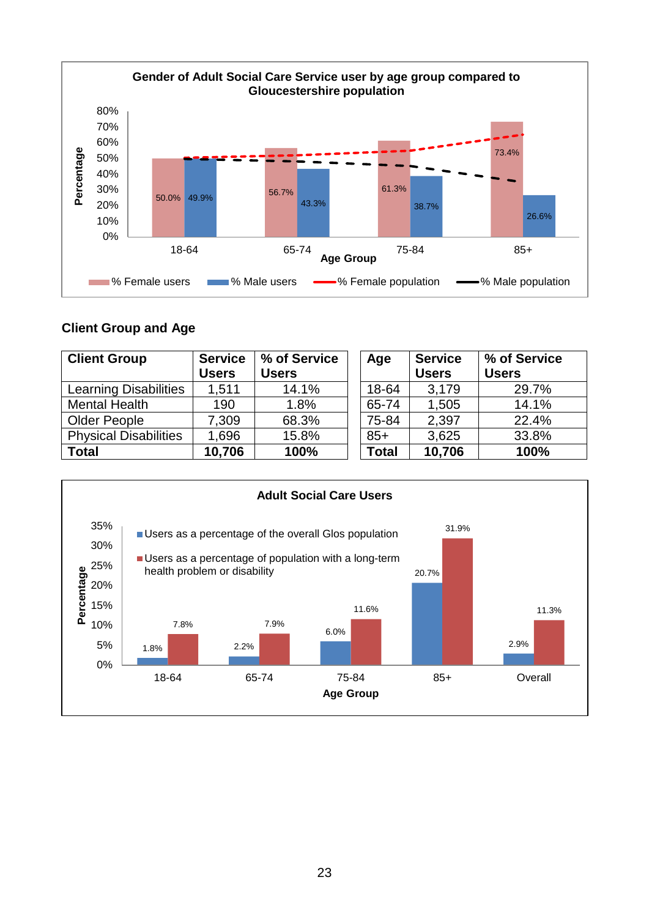**Gender of Adult Social Care Service user by age group compared to Gloucestershire population**

| Age Group | % Female users | % Male users |
|---|---|---|
| 18-64 | 50.0% | 49.9% |
| 65-74 | 56.7% | 43.3% |
| 75-84 | 61.3% | 38.7% |
| 85+ | 73.4% | 26.6% |

## Client Group and Age

| Client Group | Service Users | % of Service Users |
|---|---|---|
| Learning Disabilities | 1,511 | 14.1% |
| Mental Health | 190 | 1.8% |
| Older People | 7,309 | 68.3% |
| Physical Disabilities | 1,696 | 15.8% |
| **Total** | **10,706** | **100%** |

| Age | Service Users | % of Service Users |
|---|---|---|
| 18-64 | 3,179 | 29.7% |
| 65-74 | 1,505 | 14.1% |
| 75-84 | 2,397 | 22.4% |
| 85+ | 3,625 | 33.8% |
| **Total** | **10,706** | **100%** |

**Adult Social Care Users**

| Age Group | Users as a percentage of the overall Glos population | Users as a percentage of population with a long-term health problem or disability |
|---|---|---|
| 18-64 | 1.8% | 7.8% |
| 65-74 | 2.2% | 7.9% |
| 75-84 | 6.0% | 11.6% |
| 85+ | 20.7% | 31.9% |
| Overall | 2.9% | 11.3% |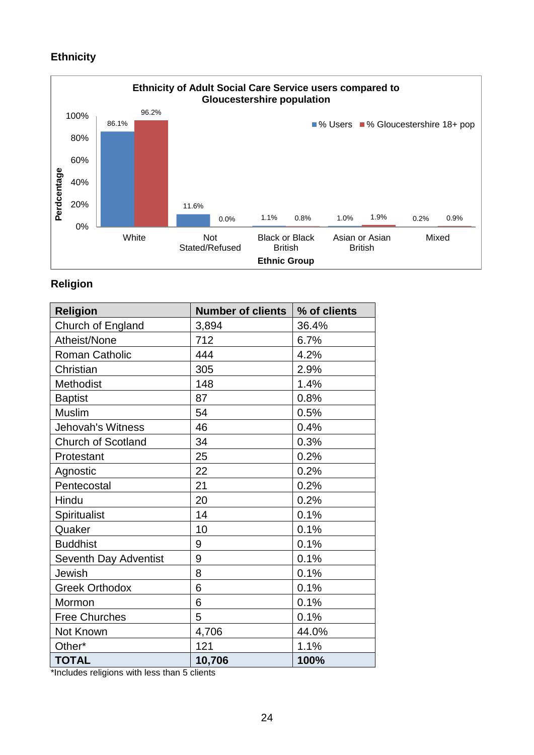## Ethnicity

**Ethnicity of Adult Social Care Service users compared to Gloucestershire population**

| Ethnic Group | % Users | % Gloucestershire 18+ pop |
|---|---|---|
| White | 86.1% | 96.2% |
| Not Stated/Refused | 11.6% | 0.0% |
| Black or Black British | 1.1% | 0.8% |
| Asian or Asian British | 1.0% | 1.9% |
| Mixed | 0.2% | 0.9% |

## Religion

| Religion | Number of clients | % of clients |
|---|---|---|
| Church of England | 3,894 | 36.4% |
| Atheist/None | 712 | 6.7% |
| Roman Catholic | 444 | 4.2% |
| Christian | 305 | 2.9% |
| Methodist | 148 | 1.4% |
| Baptist | 87 | 0.8% |
| Muslim | 54 | 0.5% |
| Jehovah's Witness | 46 | 0.4% |
| Church of Scotland | 34 | 0.3% |
| Protestant | 25 | 0.2% |
| Agnostic | 22 | 0.2% |
| Pentecostal | 21 | 0.2% |
| Hindu | 20 | 0.2% |
| Spiritualist | 14 | 0.1% |
| Quaker | 10 | 0.1% |
| Buddhist | 9 | 0.1% |
| Seventh Day Adventist | 9 | 0.1% |
| Jewish | 8 | 0.1% |
| Greek Orthodox | 6 | 0.1% |
| Mormon | 6 | 0.1% |
| Free Churches | 5 | 0.1% |
| Not Known | 4,706 | 44.0% |
| Other* | 121 | 1.1% |
| **TOTAL** | **10,706** | **100%** |

*Includes religions with less than 5 clients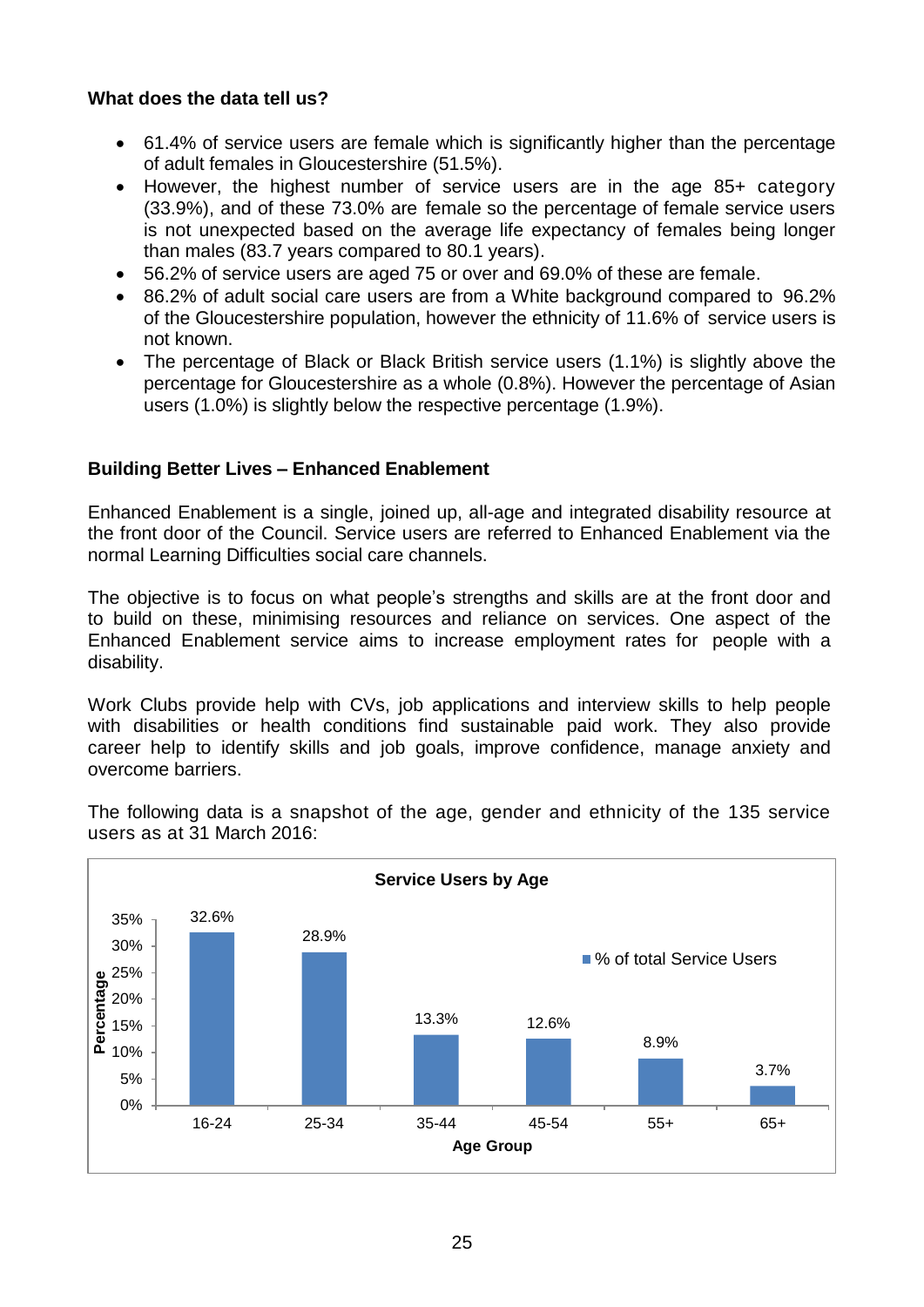**What does the data tell us?**

- 61.4% of service users are female which is significantly higher than the percentage of adult females in Gloucestershire (51.5%).
- However, the highest number of service users are in the age 85+ category (33.9%), and of these 73.0% are female so the percentage of female service users is not unexpected based on the average life expectancy of females being longer than males (83.7 years compared to 80.1 years).
- 56.2% of service users are aged 75 or over and 69.0% of these are female.
- 86.2% of adult social care users are from a White background compared to 96.2% of the Gloucestershire population, however the ethnicity of 11.6% of service users is not known.
- The percentage of Black or Black British service users (1.1%) is slightly above the percentage for Gloucestershire as a whole (0.8%). However the percentage of Asian users (1.0%) is slightly below the respective percentage (1.9%).

**Building Better Lives – Enhanced Enablement**

Enhanced Enablement is a single, joined up, all-age and integrated disability resource at the front door of the Council. Service users are referred to Enhanced Enablement via the normal Learning Difficulties social care channels.

The objective is to focus on what people's strengths and skills are at the front door and to build on these, minimising resources and reliance on services. One aspect of the Enhanced Enablement service aims to increase employment rates for people with a disability.

Work Clubs provide help with CVs, job applications and interview skills to help people with disabilities or health conditions find sustainable paid work. They also provide career help to identify skills and job goals, improve confidence, manage anxiety and overcome barriers.

The following data is a snapshot of the age, gender and ethnicity of the 135 service users as at 31 March 2016:

**Service Users by Age**

| Age Group | % of total Service Users |
|---|---|
| 16-24 | 32.6% |
| 25-34 | 28.9% |
| 35-44 | 13.3% |
| 45-54 | 12.6% |
| 55+ | 8.9% |
| 65+ | 3.7% |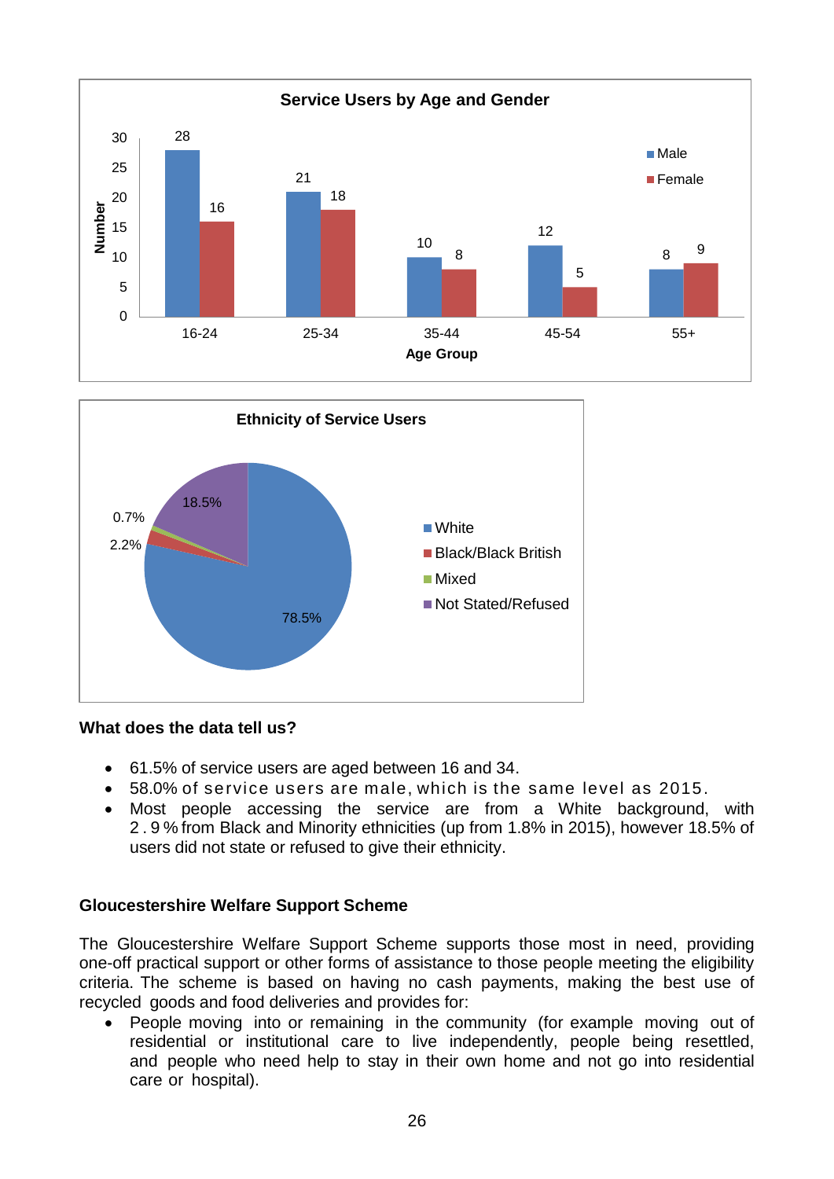**Service Users by Age and Gender**

| Age Group | Male | Female |
|---|---|---|
| 16-24 | 28 | 16 |
| 25-34 | 21 | 18 |
| 35-44 | 10 | 8 |
| 45-54 | 12 | 5 |
| 55+ | 8 | 9 |

**Ethnicity of Service Users**

| Ethnicity | % |
|---|---|
| White | 78.5% |
| Black/Black British | 2.2% |
| Mixed | 0.7% |
| Not Stated/Refused | 18.5% |

**What does the data tell us?**

- 61.5% of service users are aged between 16 and 34.
- 58.0% of service users are male, which is the same level as 2015.
- Most people accessing the service are from a White background, with 2.9% from Black and Minority ethnicities (up from 1.8% in 2015), however 18.5% of users did not state or refused to give their ethnicity.

**Gloucestershire Welfare Support Scheme**

The Gloucestershire Welfare Support Scheme supports those most in need, providing one-off practical support or other forms of assistance to those people meeting the eligibility criteria. The scheme is based on having no cash payments, making the best use of recycled goods and food deliveries and provides for:

- People moving into or remaining in the community (for example moving out of residential or institutional care to live independently, people being resettled, and people who need help to stay in their own home and not go into residential care or hospital).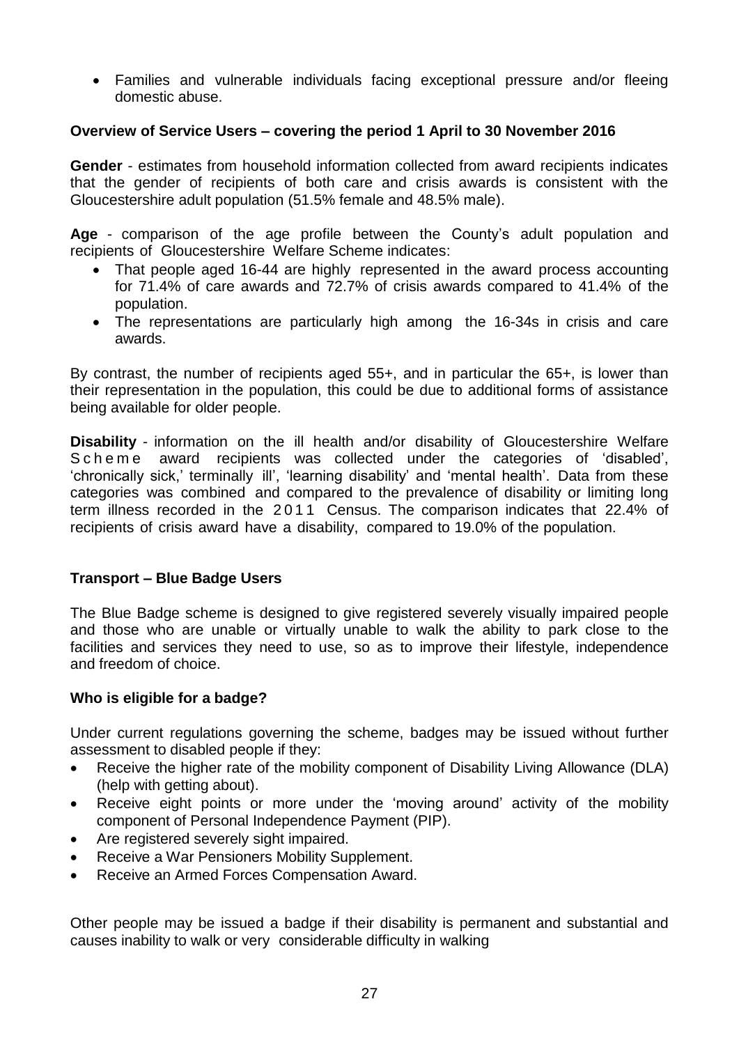- Families and vulnerable individuals facing exceptional pressure and/or fleeing domestic abuse.

**Overview of Service Users – covering the period 1 April to 30 November 2016**

**Gender** - estimates from household information collected from award recipients indicates that the gender of recipients of both care and crisis awards is consistent with the Gloucestershire adult population (51.5% female and 48.5% male).

**Age** - comparison of the age profile between the County's adult population and recipients of Gloucestershire Welfare Scheme indicates:

- That people aged 16-44 are highly represented in the award process accounting for 71.4% of care awards and 72.7% of crisis awards compared to 41.4% of the population.
- The representations are particularly high among the 16-34s in crisis and care awards.

By contrast, the number of recipients aged 55+, and in particular the 65+, is lower than their representation in the population, this could be due to additional forms of assistance being available for older people.

**Disability** - information on the ill health and/or disability of Gloucestershire Welfare Scheme award recipients was collected under the categories of 'disabled', 'chronically sick,' terminally ill', 'learning disability' and 'mental health'. Data from these categories was combined and compared to the prevalence of disability or limiting long term illness recorded in the 2011 Census. The comparison indicates that 22.4% of recipients of crisis award have a disability, compared to 19.0% of the population.

**Transport – Blue Badge Users**

The Blue Badge scheme is designed to give registered severely visually impaired people and those who are unable or virtually unable to walk the ability to park close to the facilities and services they need to use, so as to improve their lifestyle, independence and freedom of choice.

**Who is eligible for a badge?**

Under current regulations governing the scheme, badges may be issued without further assessment to disabled people if they:

- Receive the higher rate of the mobility component of Disability Living Allowance (DLA) (help with getting about).
- Receive eight points or more under the 'moving around' activity of the mobility component of Personal Independence Payment (PIP).
- Are registered severely sight impaired.
- Receive a War Pensioners Mobility Supplement.
- Receive an Armed Forces Compensation Award.

Other people may be issued a badge if their disability is permanent and substantial and causes inability to walk or very considerable difficulty in walking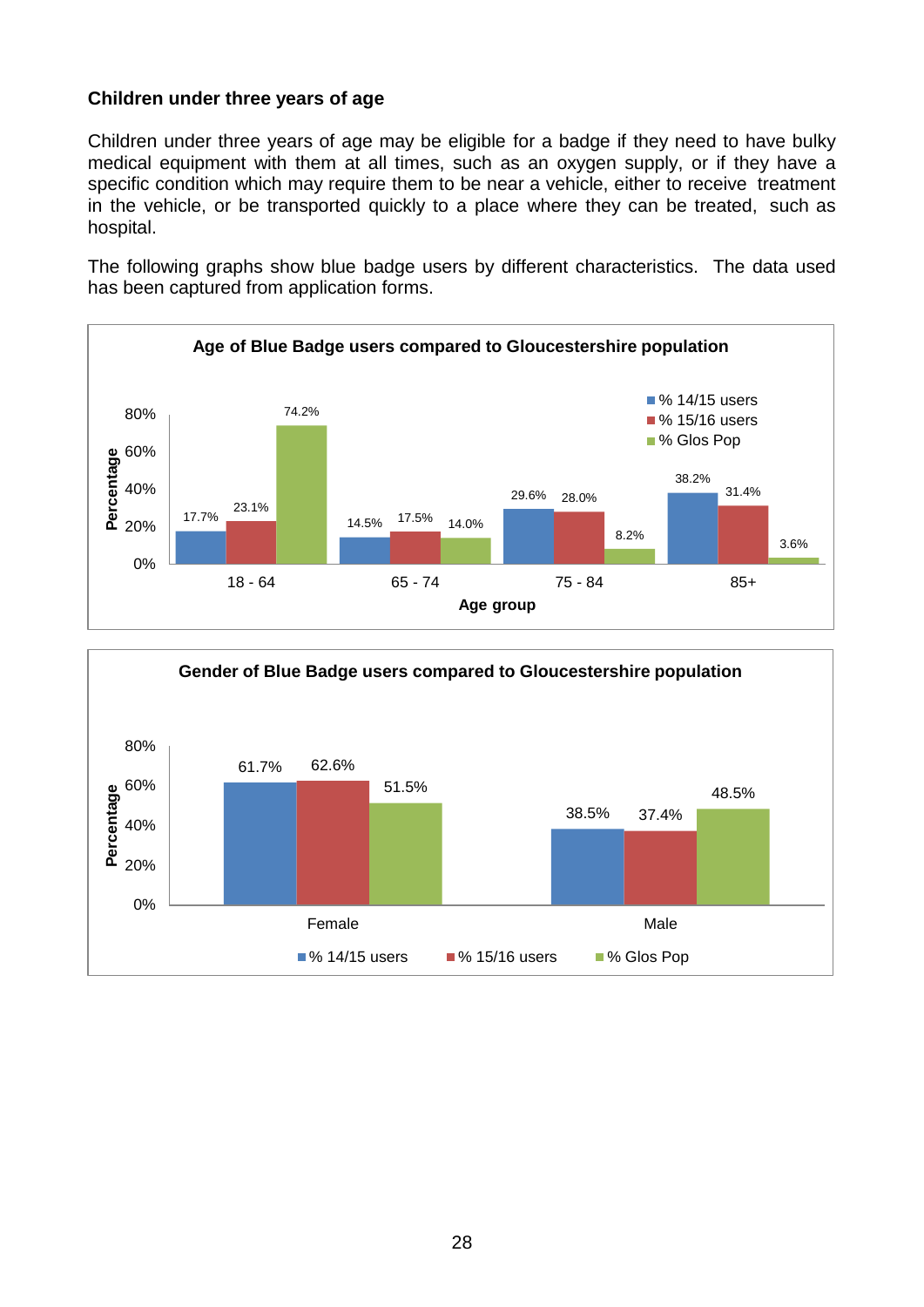### Children under three years of age

Children under three years of age may be eligible for a badge if they need to have bulky medical equipment with them at all times, such as an oxygen supply, or if they have a specific condition which may require them to be near a vehicle, either to receive treatment in the vehicle, or be transported quickly to a place where they can be treated, such as hospital.

The following graphs show blue badge users by different characteristics. The data used has been captured from application forms.

**Age of Blue Badge users compared to Gloucestershire population**

| Age group | % 14/15 users | % 15/16 users | % Glos Pop |
|---|---|---|---|
| 18 - 64 | 17.7% | 23.1% | 74.2% |
| 65 - 74 | 14.5% | 17.5% | 14.0% |
| 75 - 84 | 29.6% | 28.0% | 8.2% |
| 85+ | 38.2% | 31.4% | 3.6% |

**Gender of Blue Badge users compared to Gloucestershire population**

| Gender | % 14/15 users | % 15/16 users | % Glos Pop |
|---|---|---|---|
| Female | 61.7% | 62.6% | 51.5% |
| Male | 38.5% | 37.4% | 48.5% |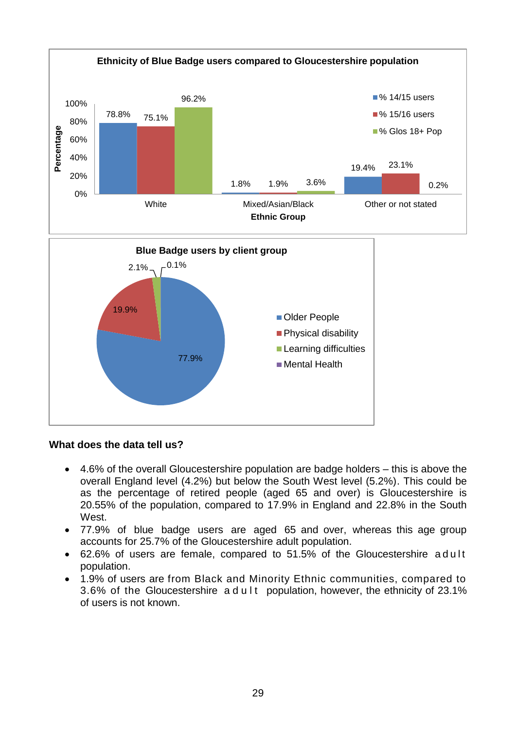**Ethnicity of Blue Badge users compared to Gloucestershire population**

| Ethnic Group | % 14/15 users | % 15/16 users | % Glos 18+ Pop |
|---|---|---|---|
| White | 78.8% | 75.1% | 96.2% |
| Mixed/Asian/Black | 1.8% | 1.9% | 3.6% |
| Other or not stated | 19.4% | 23.1% | 0.2% |

**Blue Badge users by client group**

| Client group | % |
|---|---|
| Older People | 77.9% |
| Physical disability | 19.9% |
| Learning difficulties | 2.1% |
| Mental Health | 0.1% |

### What does the data tell us?

- 4.6% of the overall Gloucestershire population are badge holders – this is above the overall England level (4.2%) but below the South West level (5.2%). This could be as the percentage of retired people (aged 65 and over) is Gloucestershire is 20.55% of the population, compared to 17.9% in England and 22.8% in the South West.
- 77.9% of blue badge users are aged 65 and over, whereas this age group accounts for 25.7% of the Gloucestershire adult population.
- 62.6% of users are female, compared to 51.5% of the Gloucestershire adult population.
- 1.9% of users are from Black and Minority Ethnic communities, compared to 3.6% of the Gloucestershire adult population, however, the ethnicity of 23.1% of users is not known.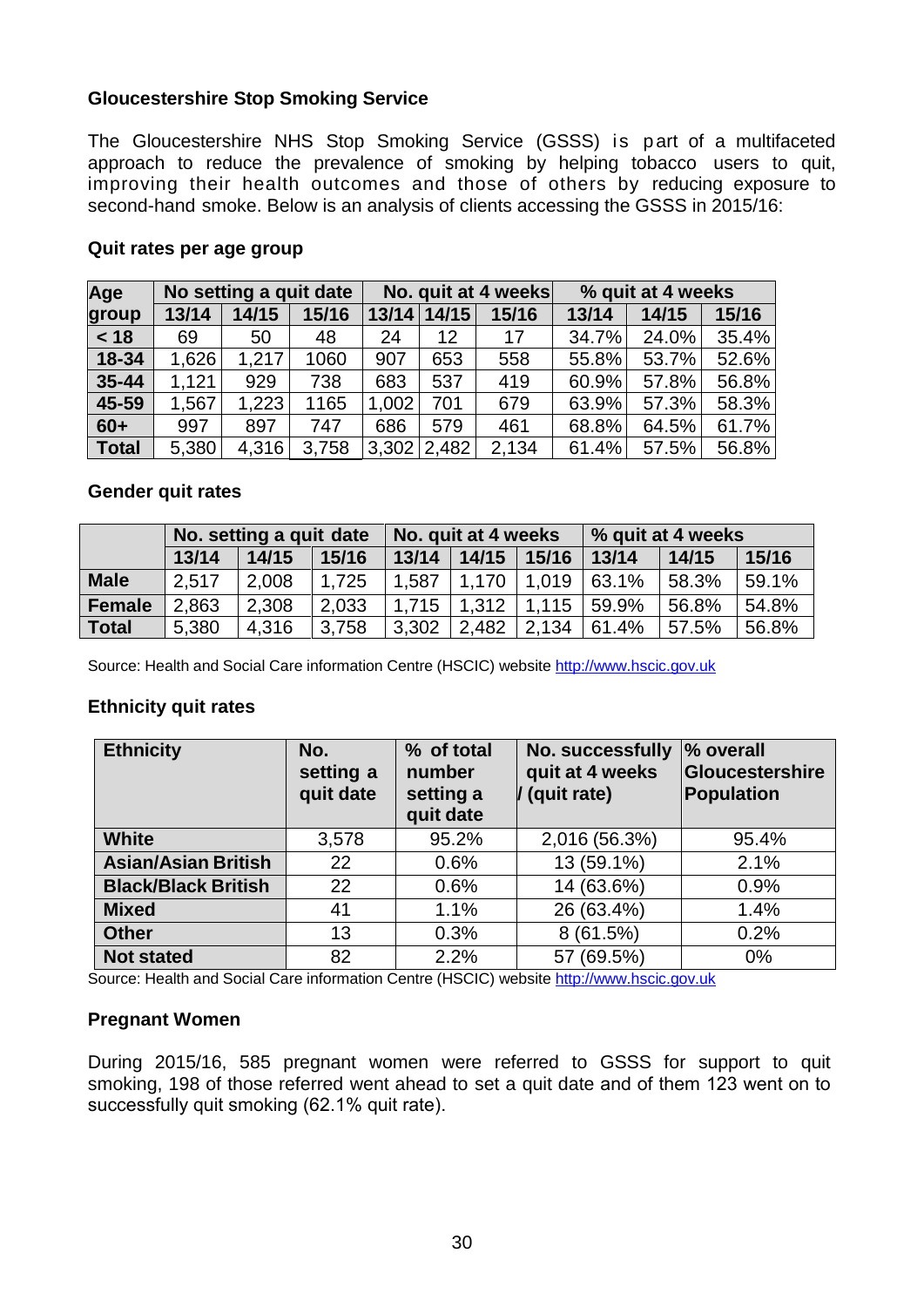**Gloucestershire Stop Smoking Service**

The Gloucestershire NHS Stop Smoking Service (GSSS) is part of a multifaceted approach to reduce the prevalence of smoking by helping tobacco users to quit, improving their health outcomes and those of others by reducing exposure to second-hand smoke. Below is an analysis of clients accessing the GSSS in 2015/16:

**Quit rates per age group**

| Age group | No setting a quit date | | | No. quit at 4 weeks | | | % quit at 4 weeks | | |
|---|---|---|---|---|---|---|---|---|---|
| | 13/14 | 14/15 | 15/16 | 13/14 | 14/15 | 15/16 | 13/14 | 14/15 | 15/16 |
| < 18 | 69 | 50 | 48 | 24 | 12 | 17 | 34.7% | 24.0% | 35.4% |
| 18-34 | 1,626 | 1,217 | 1060 | 907 | 653 | 558 | 55.8% | 53.7% | 52.6% |
| 35-44 | 1,121 | 929 | 738 | 683 | 537 | 419 | 60.9% | 57.8% | 56.8% |
| 45-59 | 1,567 | 1,223 | 1165 | 1,002 | 701 | 679 | 63.9% | 57.3% | 58.3% |
| 60+ | 997 | 897 | 747 | 686 | 579 | 461 | 68.8% | 64.5% | 61.7% |
| Total | 5,380 | 4,316 | 3,758 | 3,302 | 2,482 | 2,134 | 61.4% | 57.5% | 56.8% |

**Gender quit rates**

| | No. setting a quit date | | | No. quit at 4 weeks | | | % quit at 4 weeks | | |
|---|---|---|---|---|---|---|---|---|---|
| | 13/14 | 14/15 | 15/16 | 13/14 | 14/15 | 15/16 | 13/14 | 14/15 | 15/16 |
| Male | 2,517 | 2,008 | 1,725 | 1,587 | 1,170 | 1,019 | 63.1% | 58.3% | 59.1% |
| Female | 2,863 | 2,308 | 2,033 | 1,715 | 1,312 | 1,115 | 59.9% | 56.8% | 54.8% |
| Total | 5,380 | 4,316 | 3,758 | 3,302 | 2,482 | 2,134 | 61.4% | 57.5% | 56.8% |

Source: Health and Social Care information Centre (HSCIC) website http://www.hscic.gov.uk

**Ethnicity quit rates**

| Ethnicity | No. setting a quit date | % of total number setting a quit date | No. successfully quit at 4 weeks / (quit rate) | % overall Gloucestershire Population |
|---|---|---|---|---|
| White | 3,578 | 95.2% | 2,016 (56.3%) | 95.4% |
| Asian/Asian British | 22 | 0.6% | 13 (59.1%) | 2.1% |
| Black/Black British | 22 | 0.6% | 14 (63.6%) | 0.9% |
| Mixed | 41 | 1.1% | 26 (63.4%) | 1.4% |
| Other | 13 | 0.3% | 8 (61.5%) | 0.2% |
| Not stated | 82 | 2.2% | 57 (69.5%) | 0% |

Source: Health and Social Care information Centre (HSCIC) website http://www.hscic.gov.uk

**Pregnant Women**

During 2015/16, 585 pregnant women were referred to GSSS for support to quit smoking, 198 of those referred went ahead to set a quit date and of them 123 went on to successfully quit smoking (62.1% quit rate).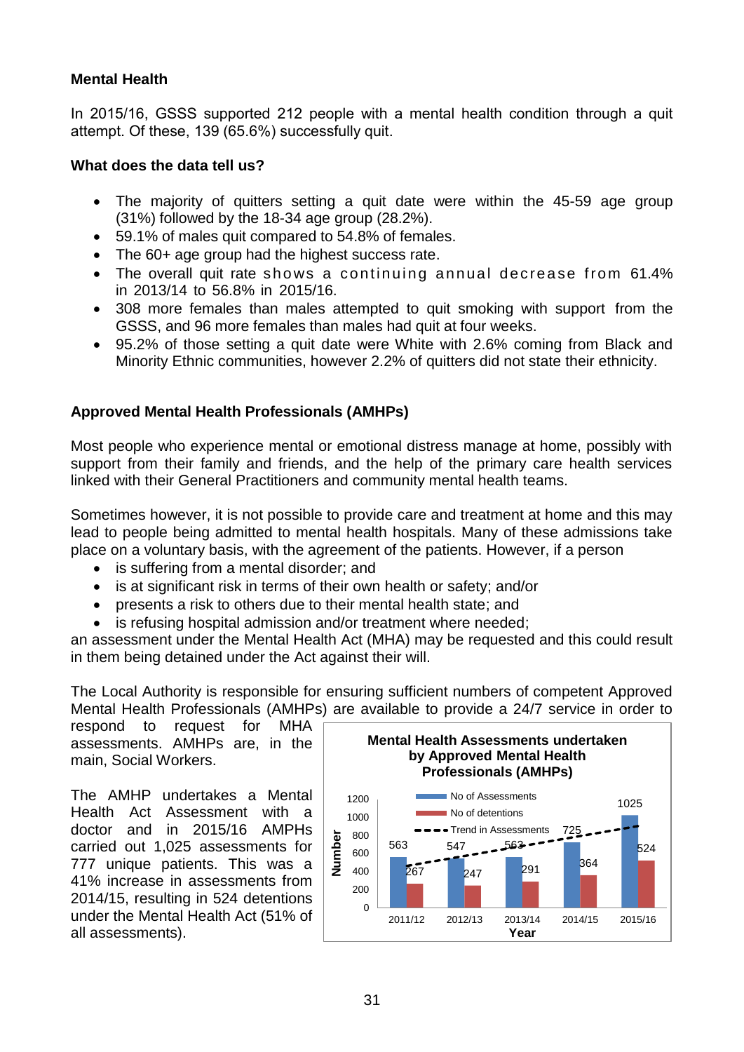**Mental Health**

In 2015/16, GSSS supported 212 people with a mental health condition through a quit attempt. Of these, 139 (65.6%) successfully quit.

**What does the data tell us?**

- The majority of quitters setting a quit date were within the 45-59 age group (31%) followed by the 18-34 age group (28.2%).
- 59.1% of males quit compared to 54.8% of females.
- The 60+ age group had the highest success rate.
- The overall quit rate shows a continuing annual decrease from 61.4% in 2013/14 to 56.8% in 2015/16.
- 308 more females than males attempted to quit smoking with support from the GSSS, and 96 more females than males had quit at four weeks.
- 95.2% of those setting a quit date were White with 2.6% coming from Black and Minority Ethnic communities, however 2.2% of quitters did not state their ethnicity.

**Approved Mental Health Professionals (AMHPs)**

Most people who experience mental or emotional distress manage at home, possibly with support from their family and friends, and the help of the primary care health services linked with their General Practitioners and community mental health teams.

Sometimes however, it is not possible to provide care and treatment at home and this may lead to people being admitted to mental health hospitals. Many of these admissions take place on a voluntary basis, with the agreement of the patients. However, if a person

- is suffering from a mental disorder; and
- is at significant risk in terms of their own health or safety; and/or
- presents a risk to others due to their mental health state; and
- is refusing hospital admission and/or treatment where needed;

an assessment under the Mental Health Act (MHA) may be requested and this could result in them being detained under the Act against their will.

The Local Authority is responsible for ensuring sufficient numbers of competent Approved Mental Health Professionals (AMHPs) are available to provide a 24/7 service in order to respond to request for MHA assessments. AMHPs are, in the main, Social Workers.

The AMHP undertakes a Mental Health Act Assessment with a doctor and in 2015/16 AMHPs carried out 1,025 assessments for 777 unique patients. This was a 41% increase in assessments from 2014/15, resulting in 524 detentions under the Mental Health Act (51% of all assessments).

**Mental Health Assessments undertaken by Approved Mental Health Professionals (AMHPs)**

| Year | No of Assessments | No of detentions |
|---|---|---|
| 2011/12 | 563 | 267 |
| 2012/13 | 547 | 247 |
| 2013/14 | 563 | 291 |
| 2014/15 | 725 | 364 |
| 2015/16 | 1025 | 524 |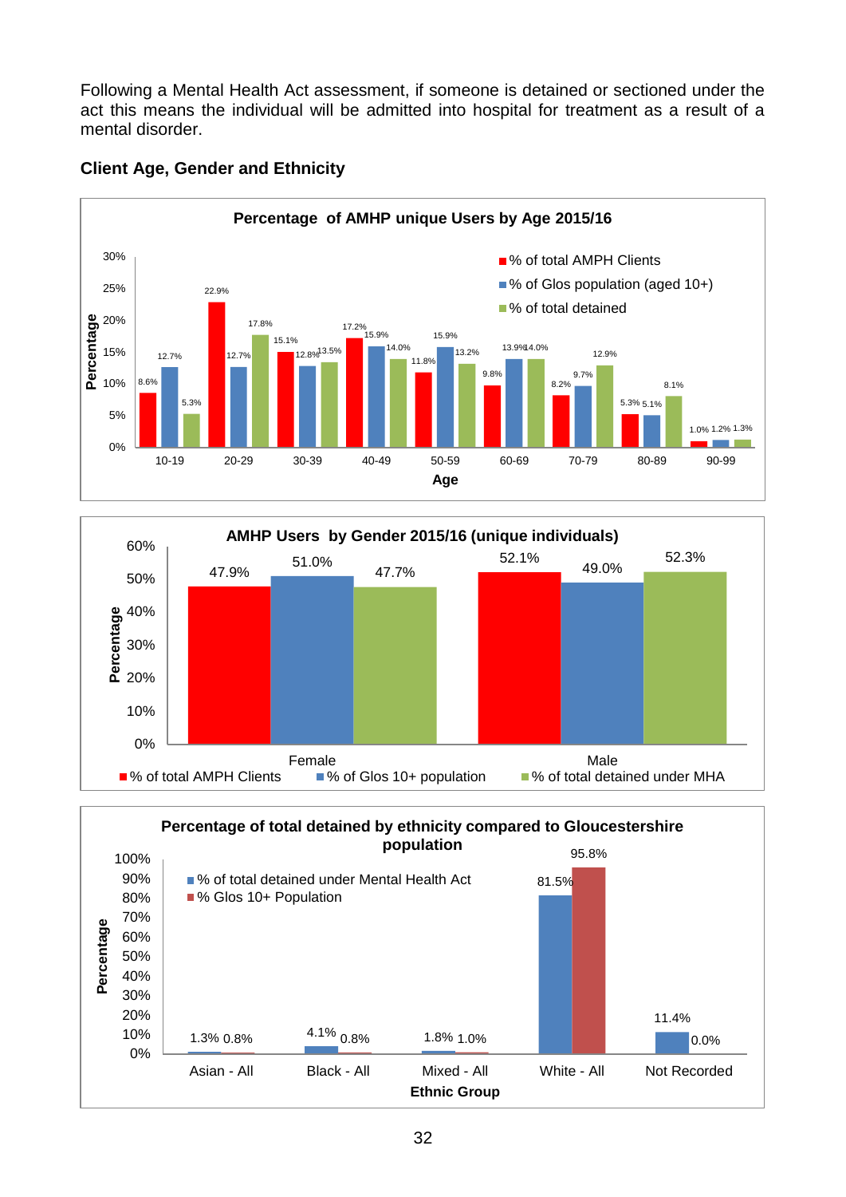Following a Mental Health Act assessment, if someone is detained or sectioned under the act this means the individual will be admitted into hospital for treatment as a result of a mental disorder.

**Client Age, Gender and Ethnicity**

**Percentage of AMHP unique Users by Age 2015/16**

| Age | % of total AMPH Clients | % of Glos population (aged 10+) | % of total detained |
|---|---|---|---|
| 10-19 | 8.6% | 12.7% | 5.3% |
| 20-29 | 22.9% | 12.7% | 17.8% |
| 30-39 | 15.1% | 12.8% | 13.5% |
| 40-49 | 17.2% | 15.9% | 14.0% |
| 50-59 | 11.8% | 15.9% | 13.2% |
| 60-69 | 9.8% | 13.9% | 14.0% |
| 70-79 | 8.2% | 9.7% | 12.9% |
| 80-89 | 5.3% | 5.1% | 8.1% |
| 90-99 | 1.0% | 1.2% | 1.3% |

**AMHP Users by Gender 2015/16 (unique individuals)**

| Gender | % of total AMPH Clients | % of Glos 10+ population | % of total detained under MHA |
|---|---|---|---|
| Female | 47.9% | 51.0% | 47.7% |
| Male | 52.1% | 49.0% | 52.3% |

**Percentage of total detained by ethnicity compared to Gloucestershire population**

| Ethnic Group | % of total detained under Mental Health Act | % Glos 10+ Population |
|---|---|---|
| Asian - All | 1.3% | 0.8% |
| Black - All | 4.1% | 0.8% |
| Mixed - All | 1.8% | 1.0% |
| White - All | 81.5% | 95.8% |
| Not Recorded | 11.4% | 0.0% |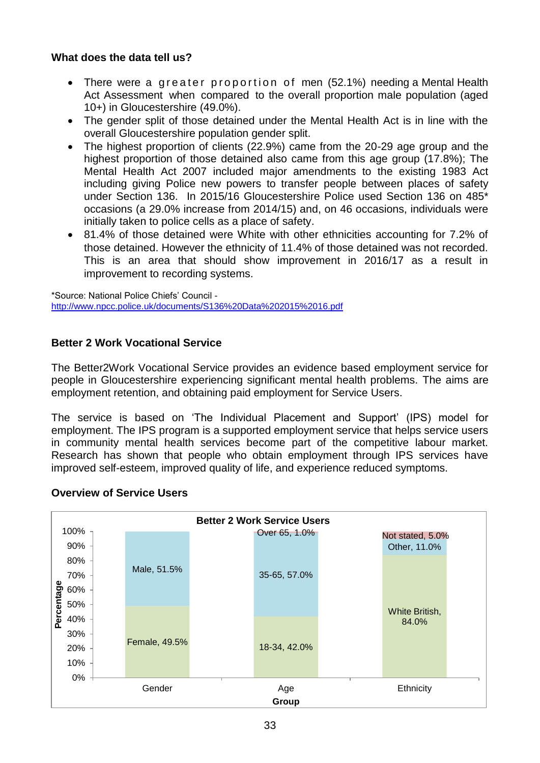**What does the data tell us?**

- There were a greater proportion of men (52.1%) needing a Mental Health Act Assessment when compared to the overall proportion male population (aged 10+) in Gloucestershire (49.0%).
- The gender split of those detained under the Mental Health Act is in line with the overall Gloucestershire population gender split.
- The highest proportion of clients (22.9%) came from the 20-29 age group and the highest proportion of those detained also came from this age group (17.8%); The Mental Health Act 2007 included major amendments to the existing 1983 Act including giving Police new powers to transfer people between places of safety under Section 136. In 2015/16 Gloucestershire Police used Section 136 on 485* occasions (a 29.0% increase from 2014/15) and, on 46 occasions, individuals were initially taken to police cells as a place of safety.
- 81.4% of those detained were White with other ethnicities accounting for 7.2% of those detained. However the ethnicity of 11.4% of those detained was not recorded. This is an area that should show improvement in 2016/17 as a result in improvement to recording systems.

*Source: National Police Chiefs' Council - http://www.npcc.police.uk/documents/S136%20Data%202015%2016.pdf

**Better 2 Work Vocational Service**

The Better2Work Vocational Service provides an evidence based employment service for people in Gloucestershire experiencing significant mental health problems. The aims are employment retention, and obtaining paid employment for Service Users.

The service is based on 'The Individual Placement and Support' (IPS) model for employment. The IPS program is a supported employment service that helps service users in community mental health services become part of the competitive labour market. Research has shown that people who obtain employment through IPS services have improved self-esteem, improved quality of life, and experience reduced symptoms.

**Overview of Service Users**

**Better 2 Work Service Users**

| Group | Category | Percentage |
|---|---|---|
| Gender | Female | 49.5% |
| Gender | Male | 51.5% |
| Age | 18-34 | 42.0% |
| Age | 35-65 | 57.0% |
| Age | Over 65 | 1.0% |
| Ethnicity | White British | 84.0% |
| Ethnicity | Other | 11.0% |
| Ethnicity | Not stated | 5.0% |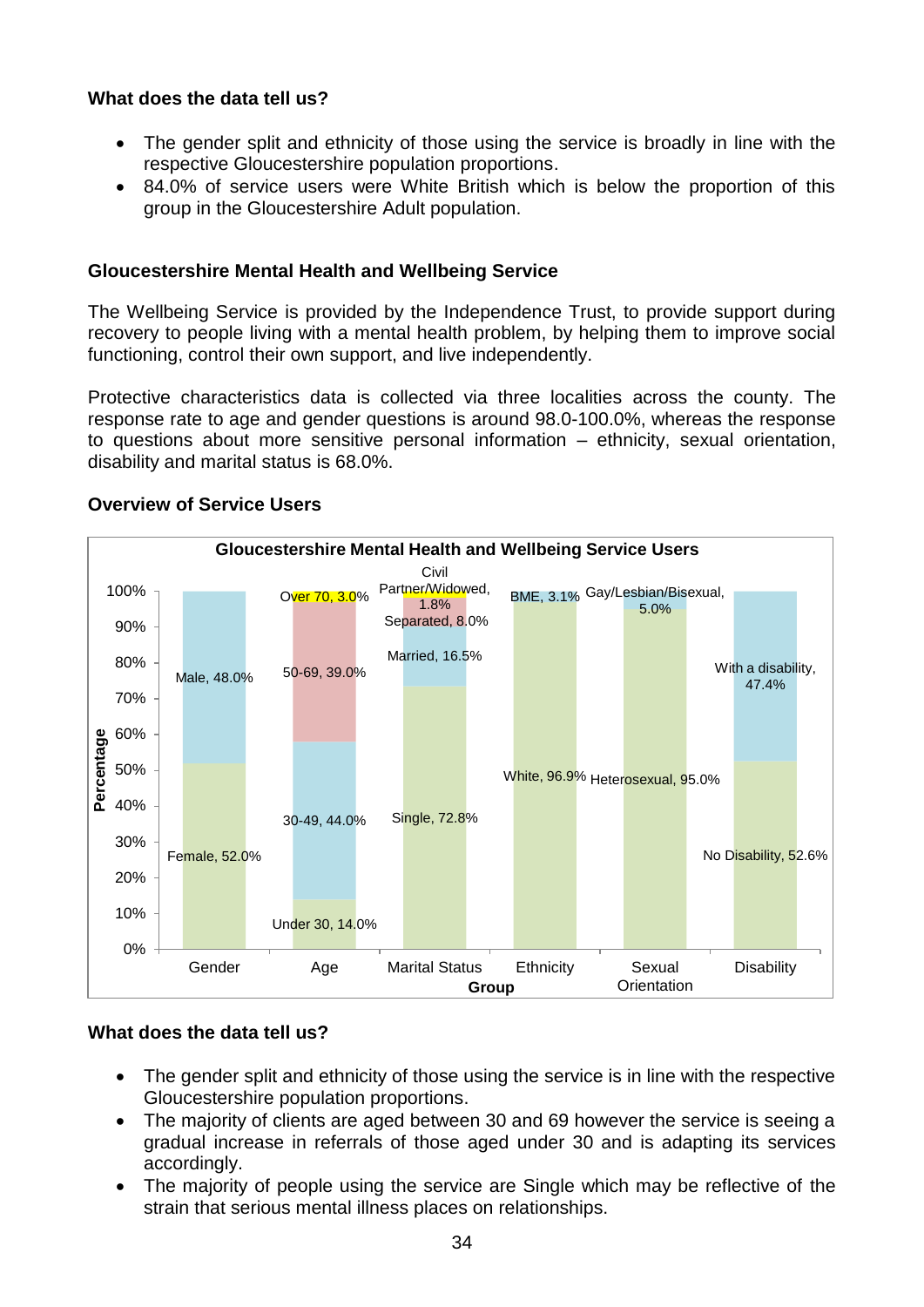**What does the data tell us?**

- The gender split and ethnicity of those using the service is broadly in line with the respective Gloucestershire population proportions.
- 84.0% of service users were White British which is below the proportion of this group in the Gloucestershire Adult population.

**Gloucestershire Mental Health and Wellbeing Service**

The Wellbeing Service is provided by the Independence Trust, to provide support during recovery to people living with a mental health problem, by helping them to improve social functioning, control their own support, and live independently.

Protective characteristics data is collected via three localities across the county. The response rate to age and gender questions is around 98.0-100.0%, whereas the response to questions about more sensitive personal information – ethnicity, sexual orientation, disability and marital status is 68.0%.

**Overview of Service Users**

**Gloucestershire Mental Health and Wellbeing Service Users**

| Group | Category | Percentage |
|---|---|---|
| Gender | Female | 52.0% |
| Gender | Male | 48.0% |
| Age | Under 30 | 14.0% |
| Age | 30-49 | 44.0% |
| Age | 50-69 | 39.0% |
| Age | Over 70 | 3.0% |
| Marital Status | Single | 72.8% |
| Marital Status | Married | 16.5% |
| Marital Status | Separated | 8.0% |
| Marital Status | Civil Partner/Widowed | 1.8% |
| Ethnicity | White | 96.9% |
| Ethnicity | BME | 3.1% |
| Sexual Orientation | Heterosexual | 95.0% |
| Sexual Orientation | Gay/Lesbian/Bisexual | 5.0% |
| Disability | No Disability | 52.6% |
| Disability | With a disability | 47.4% |

**What does the data tell us?**

- The gender split and ethnicity of those using the service is in line with the respective Gloucestershire population proportions.
- The majority of clients are aged between 30 and 69 however the service is seeing a gradual increase in referrals of those aged under 30 and is adapting its services accordingly.
- The majority of people using the service are Single which may be reflective of the strain that serious mental illness places on relationships.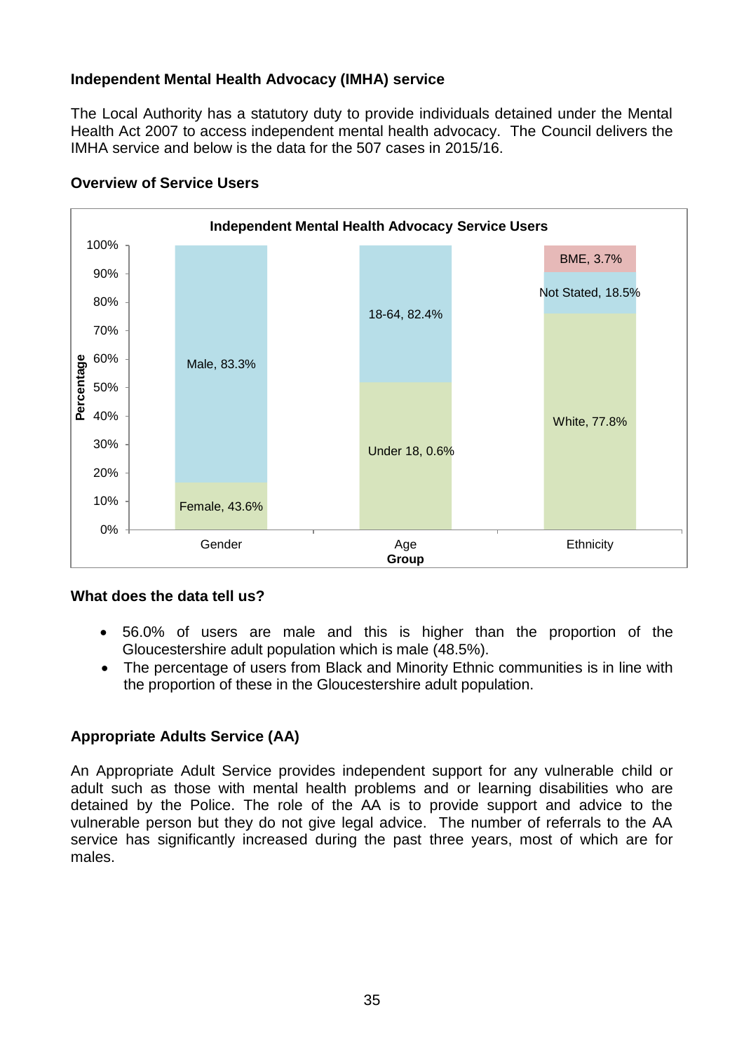**Independent Mental Health Advocacy (IMHA) service**

The Local Authority has a statutory duty to provide individuals detained under the Mental Health Act 2007 to access independent mental health advocacy. The Council delivers the IMHA service and below is the data for the 507 cases in 2015/16.

**Overview of Service Users**

**Independent Mental Health Advocacy Service Users**

| Category | Group | Percentage |
|---|---|---|
| Gender | Female | 43.6% |
| Gender | Male | 83.3% |
| Age Group | Under 18 | 0.6% |
| Age Group | 18-64 | 82.4% |
| Ethnicity | White | 77.8% |
| Ethnicity | Not Stated | 18.5% |
| Ethnicity | BME | 3.7% |

**What does the data tell us?**

- 56.0% of users are male and this is higher than the proportion of the Gloucestershire adult population which is male (48.5%).
- The percentage of users from Black and Minority Ethnic communities is in line with the proportion of these in the Gloucestershire adult population.

**Appropriate Adults Service (AA)**

An Appropriate Adult Service provides independent support for any vulnerable child or adult such as those with mental health problems and or learning disabilities who are detained by the Police. The role of the AA is to provide support and advice to the vulnerable person but they do not give legal advice. The number of referrals to the AA service has significantly increased during the past three years, most of which are for males.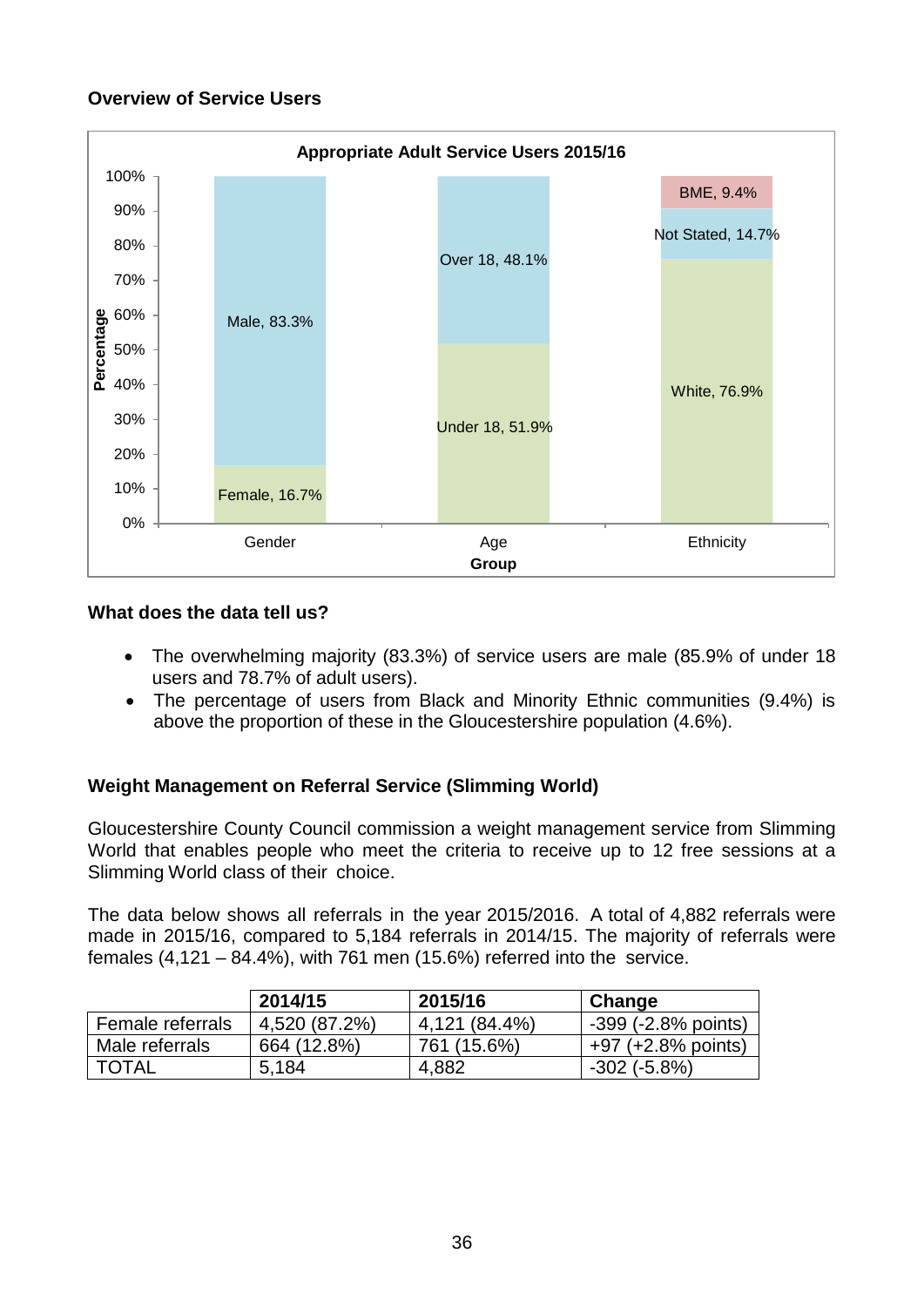### Overview of Service Users

**Appropriate Adult Service Users 2015/16**

| Group | Category | Percentage |
|---|---|---|
| Gender | Male | 83.3% |
| Gender | Female | 16.7% |
| Age | Over 18 | 48.1% |
| Age | Under 18 | 51.9% |
| Ethnicity | BME | 9.4% |
| Ethnicity | Not Stated | 14.7% |
| Ethnicity | White | 76.9% |

### What does the data tell us?

- The overwhelming majority (83.3%) of service users are male (85.9% of under 18 users and 78.7% of adult users).
- The percentage of users from Black and Minority Ethnic communities (9.4%) is above the proportion of these in the Gloucestershire population (4.6%).

### Weight Management on Referral Service (Slimming World)

Gloucestershire County Council commission a weight management service from Slimming World that enables people who meet the criteria to receive up to 12 free sessions at a Slimming World class of their choice.

The data below shows all referrals in the year 2015/2016. A total of 4,882 referrals were made in 2015/16, compared to 5,184 referrals in 2014/15. The majority of referrals were females (4,121 – 84.4%), with 761 men (15.6%) referred into the service.

| | 2014/15 | 2015/16 | Change |
|---|---|---|---|
| Female referrals | 4,520 (87.2%) | 4,121 (84.4%) | -399 (-2.8% points) |
| Male referrals | 664 (12.8%) | 761 (15.6%) | +97 (+2.8% points) |
| TOTAL | 5,184 | 4,882 | -302 (-5.8%) |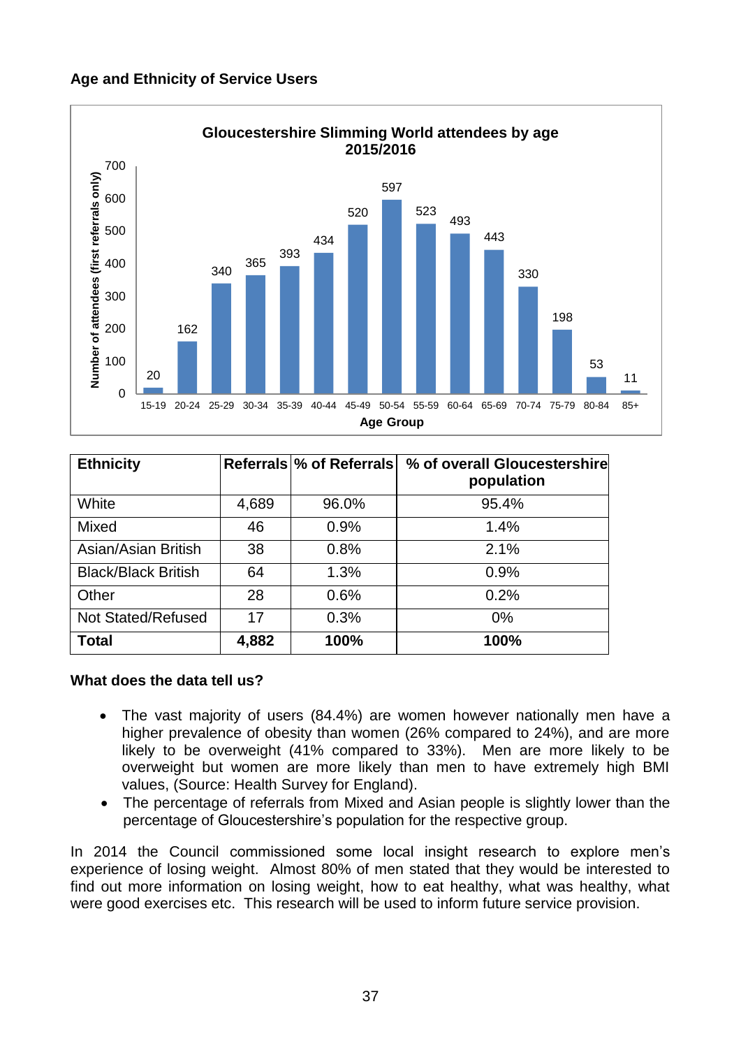**Age and Ethnicity of Service Users**

**Gloucestershire Slimming World attendees by age 2015/2016**

| Age Group | Number of attendees (first referrals only) |
|---|---|
| 15-19 | 20 |
| 20-24 | 162 |
| 25-29 | 340 |
| 30-34 | 365 |
| 35-39 | 393 |
| 40-44 | 434 |
| 45-49 | 520 |
| 50-54 | 597 |
| 55-59 | 523 |
| 60-64 | 493 |
| 65-69 | 443 |
| 70-74 | 330 |
| 75-79 | 198 |
| 80-84 | 53 |
| 85+ | 11 |

| Ethnicity | Referrals | % of Referrals | % of overall Gloucestershire population |
|---|---|---|---|
| White | 4,689 | 96.0% | 95.4% |
| Mixed | 46 | 0.9% | 1.4% |
| Asian/Asian British | 38 | 0.8% | 2.1% |
| Black/Black British | 64 | 1.3% | 0.9% |
| Other | 28 | 0.6% | 0.2% |
| Not Stated/Refused | 17 | 0.3% | 0% |
| **Total** | **4,882** | **100%** | **100%** |

**What does the data tell us?**

- The vast majority of users (84.4%) are women however nationally men have a higher prevalence of obesity than women (26% compared to 24%), and are more likely to be overweight (41% compared to 33%). Men are more likely to be overweight but women are more likely than men to have extremely high BMI values, (Source: Health Survey for England).
- The percentage of referrals from Mixed and Asian people is slightly lower than the percentage of Gloucestershire's population for the respective group.

In 2014 the Council commissioned some local insight research to explore men's experience of losing weight. Almost 80% of men stated that they would be interested to find out more information on losing weight, how to eat healthy, what was healthy, what were good exercises etc. This research will be used to inform future service provision.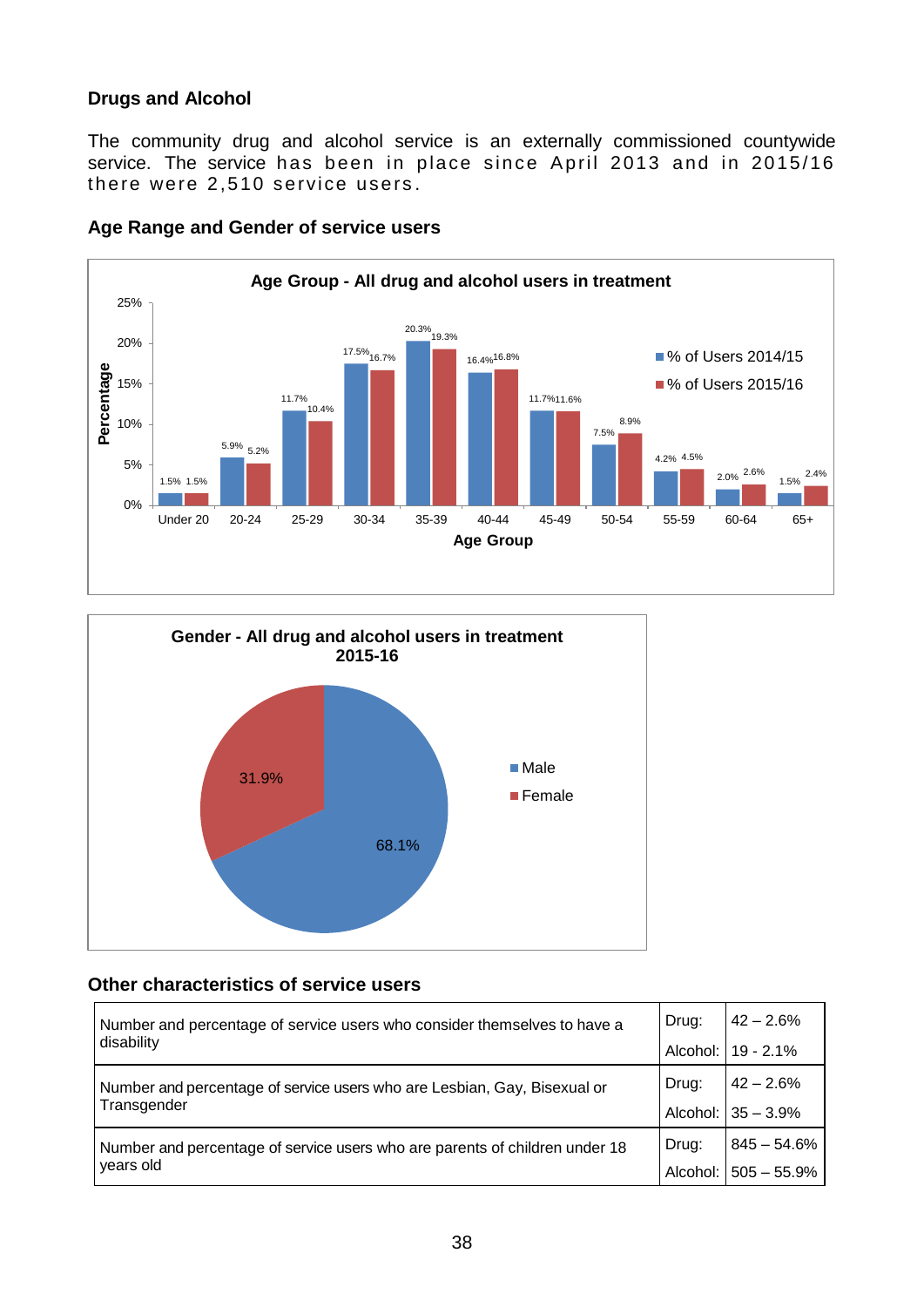**Drugs and Alcohol**

The community drug and alcohol service is an externally commissioned countywide service. The service has been in place since April 2013 and in 2015/16 there were 2,510 service users.

**Age Range and Gender of service users**

**Age Group - All drug and alcohol users in treatment**

| Age Group | % of Users 2014/15 | % of Users 2015/16 |
|---|---|---|
| Under 20 | 1.5% | 1.5% |
| 20-24 | 5.9% | 5.2% |
| 25-29 | 11.7% | 10.4% |
| 30-34 | 17.5% | 16.7% |
| 35-39 | 20.3% | 19.3% |
| 40-44 | 16.4% | 16.8% |
| 45-49 | 11.7% | 11.6% |
| 50-54 | 7.5% | 8.9% |
| 55-59 | 4.2% | 4.5% |
| 60-64 | 2.0% | 2.6% |
| 65+ | 1.5% | 2.4% |

**Gender - All drug and alcohol users in treatment 2015-16**

| Gender | % |
|---|---|
| Male | 68.1% |
| Female | 31.9% |

**Other characteristics of service users**

| Characteristic | | |
|---|---|---|
| Number and percentage of service users who consider themselves to have a disability | Drug: | 42 – 2.6% |
| | Alcohol: | 19 - 2.1% |
| Number and percentage of service users who are Lesbian, Gay, Bisexual or Transgender | Drug: | 42 – 2.6% |
| | Alcohol: | 35 – 3.9% |
| Number and percentage of service users who are parents of children under 18 years old | Drug: | 845 – 54.6% |
| | Alcohol: | 505 – 55.9% |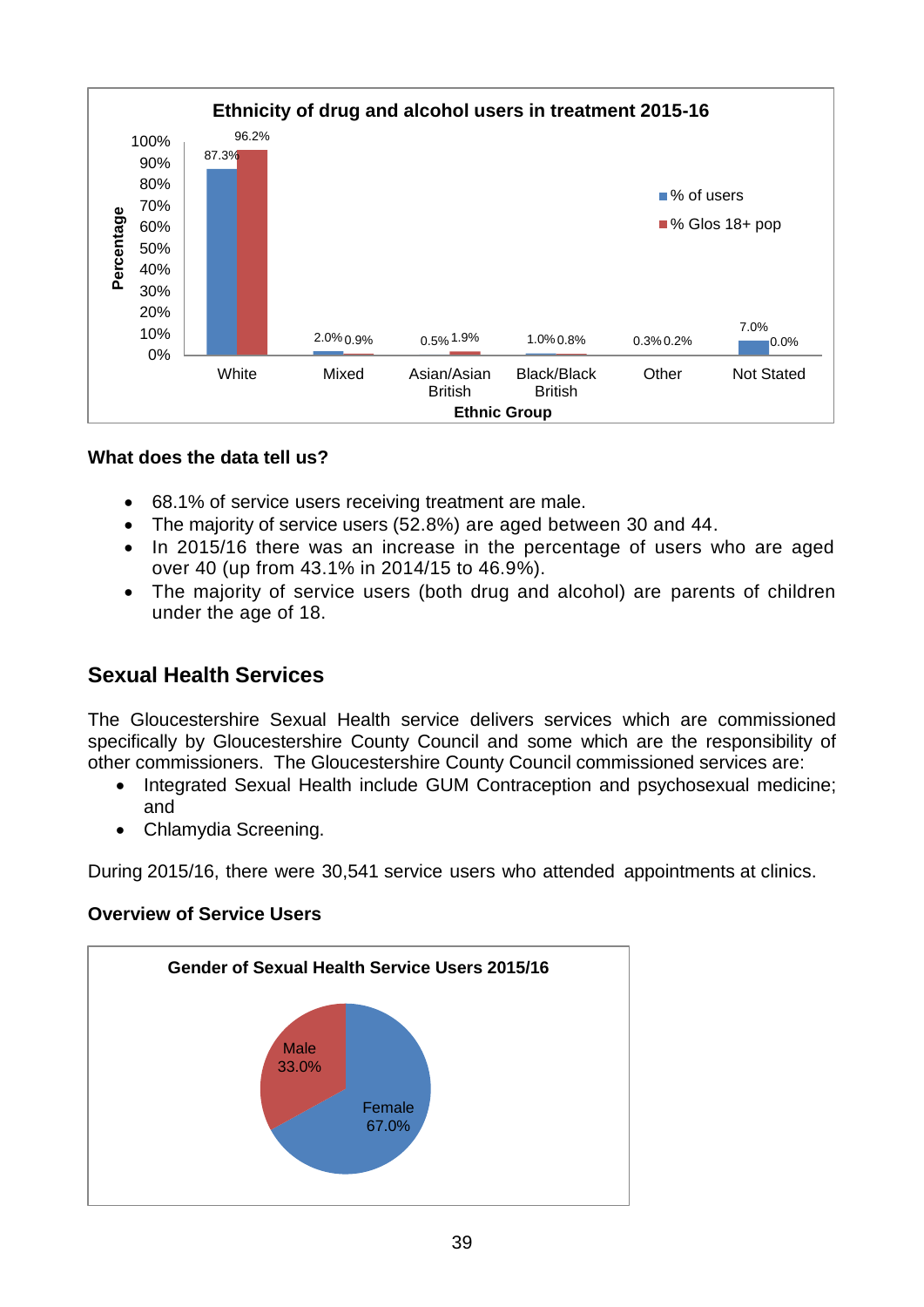**Ethnicity of drug and alcohol users in treatment 2015-16**

| Ethnic Group | % of users | % Glos 18+ pop |
|---|---|---|
| White | 87.3% | 96.2% |
| Mixed | 2.0% | 0.9% |
| Asian/Asian British | 0.5% | 1.9% |
| Black/Black British | 1.0% | 0.8% |
| Other | 0.3% | 0.2% |
| Not Stated | 7.0% | 0.0% |

**What does the data tell us?**

- 68.1% of service users receiving treatment are male.
- The majority of service users (52.8%) are aged between 30 and 44.
- In 2015/16 there was an increase in the percentage of users who are aged over 40 (up from 43.1% in 2014/15 to 46.9%).
- The majority of service users (both drug and alcohol) are parents of children under the age of 18.

## Sexual Health Services

The Gloucestershire Sexual Health service delivers services which are commissioned specifically by Gloucestershire County Council and some which are the responsibility of other commissioners. The Gloucestershire County Council commissioned services are:

- Integrated Sexual Health include GUM Contraception and psychosexual medicine; and
- Chlamydia Screening.

During 2015/16, there were 30,541 service users who attended appointments at clinics.

**Overview of Service Users**

**Gender of Sexual Health Service Users 2015/16**

| Gender | % |
|---|---|
| Male | 33.0% |
| Female | 67.0% |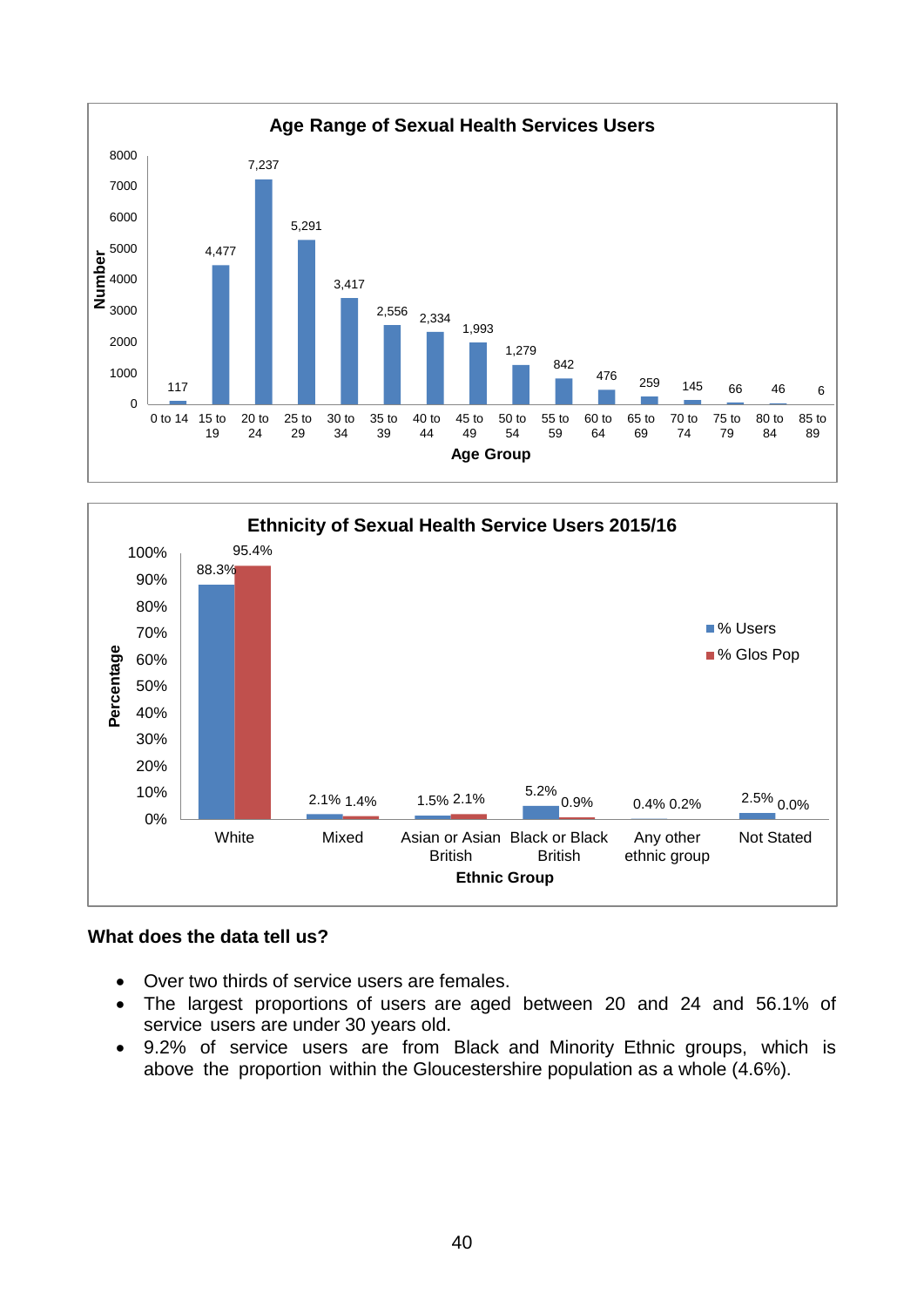**Age Range of Sexual Health Services Users**

| Age Group | Number |
|---|---|
| 0 to 14 | 117 |
| 15 to 19 | 4,477 |
| 20 to 24 | 7,237 |
| 25 to 29 | 5,291 |
| 30 to 34 | 3,417 |
| 35 to 39 | 2,556 |
| 40 to 44 | 2,334 |
| 45 to 49 | 1,993 |
| 50 to 54 | 1,279 |
| 55 to 59 | 842 |
| 60 to 64 | 476 |
| 65 to 69 | 259 |
| 70 to 74 | 145 |
| 75 to 79 | 66 |
| 80 to 84 | 46 |
| 85 to 89 | 6 |

**Ethnicity of Sexual Health Service Users 2015/16**

| Ethnic Group | % Users | % Glos Pop |
|---|---|---|
| White | 88.3% | 95.4% |
| Mixed | 2.1% | 1.4% |
| Asian or Asian British | 1.5% | 2.1% |
| Black or Black British | 5.2% | 0.9% |
| Any other ethnic group | 0.4% | 0.2% |
| Not Stated | 2.5% | 0.0% |

**What does the data tell us?**

- Over two thirds of service users are females.
- The largest proportions of users are aged between 20 and 24 and 56.1% of service users are under 30 years old.
- 9.2% of service users are from Black and Minority Ethnic groups, which is above the proportion within the Gloucestershire population as a whole (4.6%).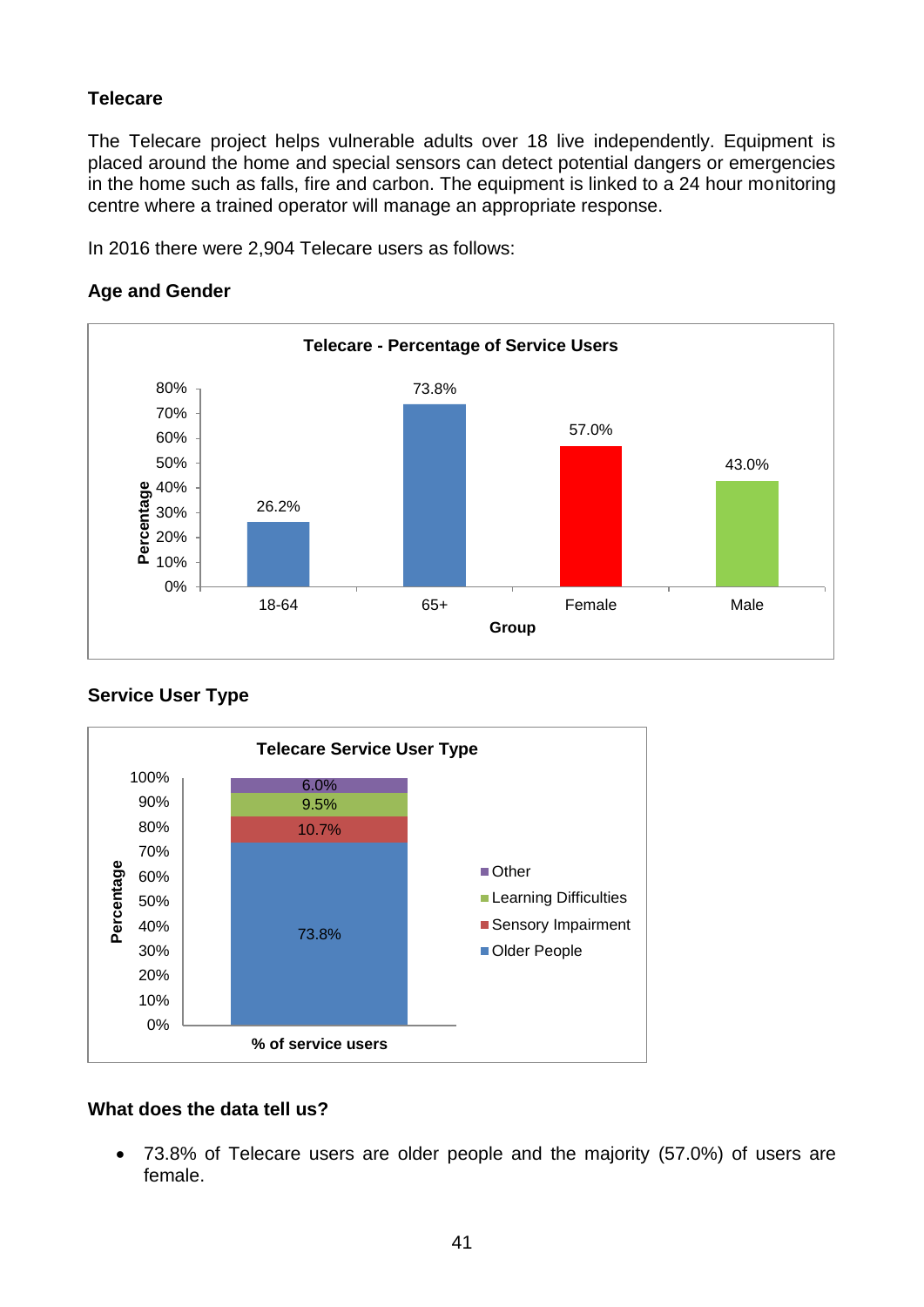## Telecare

The Telecare project helps vulnerable adults over 18 live independently. Equipment is placed around the home and special sensors can detect potential dangers or emergencies in the home such as falls, fire and carbon. The equipment is linked to a 24 hour monitoring centre where a trained operator will manage an appropriate response.

In 2016 there were 2,904 Telecare users as follows:

### Age and Gender

**Telecare - Percentage of Service Users**

| Group | Percentage |
|---|---|
| 18-64 | 26.2% |
| 65+ | 73.8% |
| Female | 57.0% |
| Male | 43.0% |

### Service User Type

**Telecare Service User Type**

| Service User Type | % of service users |
|---|---|
| Other | 6.0% |
| Learning Difficulties | 9.5% |
| Sensory Impairment | 10.7% |
| Older People | 73.8% |

### What does the data tell us?

- 73.8% of Telecare users are older people and the majority (57.0%) of users are female.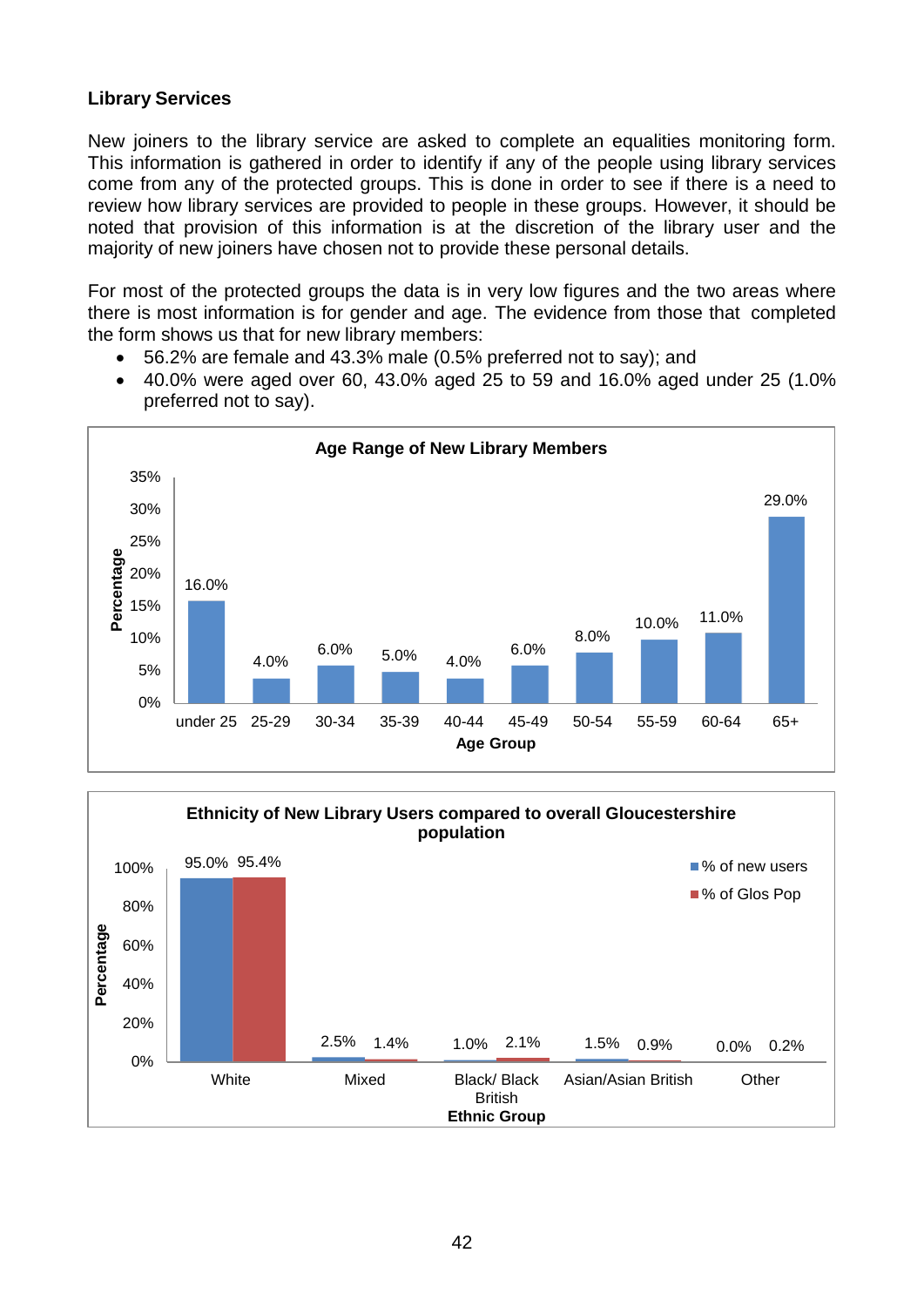**Library Services**

New joiners to the library service are asked to complete an equalities monitoring form. This information is gathered in order to identify if any of the people using library services come from any of the protected groups. This is done in order to see if there is a need to review how library services are provided to people in these groups. However, it should be noted that provision of this information is at the discretion of the library user and the majority of new joiners have chosen not to provide these personal details.

For most of the protected groups the data is in very low figures and the two areas where there is most information is for gender and age. The evidence from those that completed the form shows us that for new library members:

- 56.2% are female and 43.3% male (0.5% preferred not to say); and
- 40.0% were aged over 60, 43.0% aged 25 to 59 and 16.0% aged under 25 (1.0% preferred not to say).

**Age Range of New Library Members**

| Age Group | Percentage |
|---|---|
| under 25 | 16.0% |
| 25-29 | 4.0% |
| 30-34 | 6.0% |
| 35-39 | 5.0% |
| 40-44 | 4.0% |
| 45-49 | 6.0% |
| 50-54 | 8.0% |
| 55-59 | 10.0% |
| 60-64 | 11.0% |
| 65+ | 29.0% |

**Ethnicity of New Library Users compared to overall Gloucestershire population**

| Ethnic Group | % of new users | % of Glos Pop |
|---|---|---|
| White | 95.0% | 95.4% |
| Mixed | 2.5% | 1.4% |
| Black/ Black British | 1.0% | 2.1% |
| Asian/Asian British | 1.5% | 0.9% |
| Other | 0.0% | 0.2% |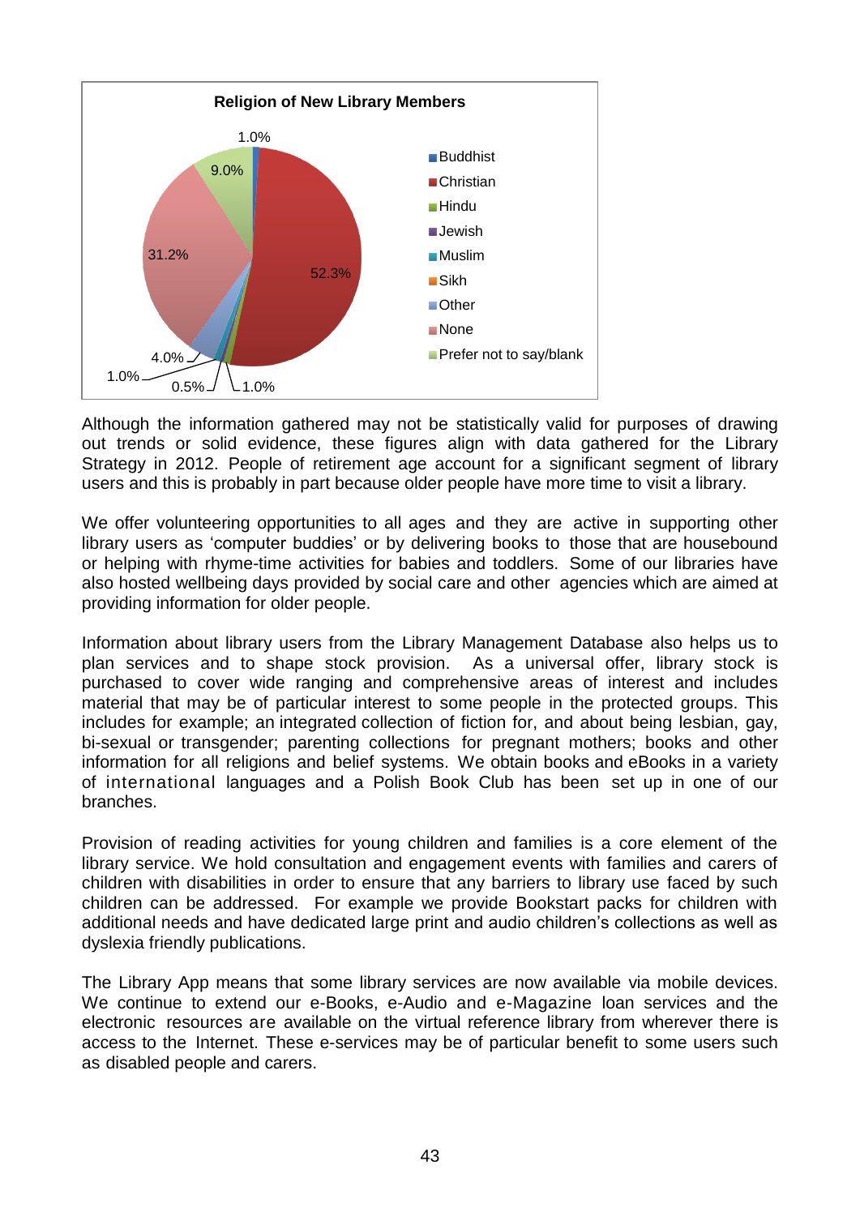**Religion of New Library Members**

| Religion | Percentage |
| --- | --- |
| Buddhist | 1.0% |
| Christian | 52.3% |
| Hindu | 1.0% |
| Jewish | 0.5% |
| Muslim | 1.0% |
| Sikh | |
| Other | 4.0% |
| None | 31.2% |
| Prefer not to say/blank | 9.0% |

Although the information gathered may not be statistically valid for purposes of drawing out trends or solid evidence, these figures align with data gathered for the Library Strategy in 2012. People of retirement age account for a significant segment of library users and this is probably in part because older people have more time to visit a library.

We offer volunteering opportunities to all ages and they are active in supporting other library users as 'computer buddies' or by delivering books to those that are housebound or helping with rhyme-time activities for babies and toddlers. Some of our libraries have also hosted wellbeing days provided by social care and other agencies which are aimed at providing information for older people.

Information about library users from the Library Management Database also helps us to plan services and to shape stock provision. As a universal offer, library stock is purchased to cover wide ranging and comprehensive areas of interest and includes material that may be of particular interest to some people in the protected groups. This includes for example; an integrated collection of fiction for, and about being lesbian, gay, bi-sexual or transgender; parenting collections for pregnant mothers; books and other information for all religions and belief systems. We obtain books and eBooks in a variety of international languages and a Polish Book Club has been set up in one of our branches.

Provision of reading activities for young children and families is a core element of the library service. We hold consultation and engagement events with families and carers of children with disabilities in order to ensure that any barriers to library use faced by such children can be addressed. For example we provide Bookstart packs for children with additional needs and have dedicated large print and audio children's collections as well as dyslexia friendly publications.

The Library App means that some library services are now available via mobile devices. We continue to extend our e-Books, e-Audio and e-Magazine loan services and the electronic resources are available on the virtual reference library from wherever there is access to the Internet. These e-services may be of particular benefit to some users such as disabled people and carers.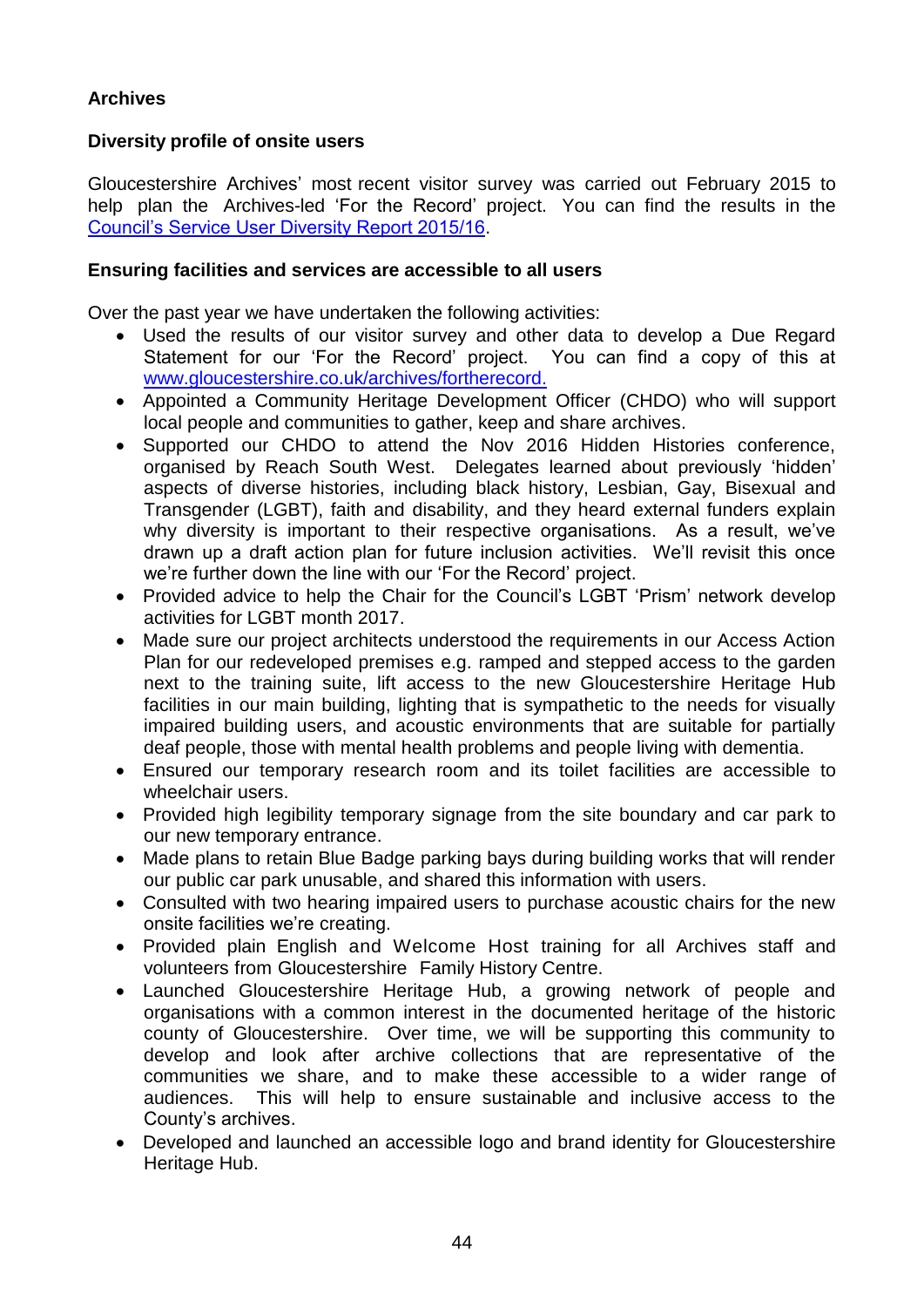### Archives

**Diversity profile of onsite users**

Gloucestershire Archives' most recent visitor survey was carried out February 2015 to help plan the Archives-led 'For the Record' project. You can find the results in the [Council's Service User Diversity Report 2015/16](Council's Service User Diversity Report 2015/16).

**Ensuring facilities and services are accessible to all users**

Over the past year we have undertaken the following activities:

- Used the results of our visitor survey and other data to develop a Due Regard Statement for our 'For the Record' project. You can find a copy of this at [www.gloucestershire.co.uk/archives/fortherecord.](www.gloucestershire.co.uk/archives/fortherecord)
- Appointed a Community Heritage Development Officer (CHDO) who will support local people and communities to gather, keep and share archives.
- Supported our CHDO to attend the Nov 2016 Hidden Histories conference, organised by Reach South West. Delegates learned about previously 'hidden' aspects of diverse histories, including black history, Lesbian, Gay, Bisexual and Transgender (LGBT), faith and disability, and they heard external funders explain why diversity is important to their respective organisations. As a result, we've drawn up a draft action plan for future inclusion activities. We'll revisit this once we're further down the line with our 'For the Record' project.
- Provided advice to help the Chair for the Council's LGBT 'Prism' network develop activities for LGBT month 2017.
- Made sure our project architects understood the requirements in our Access Action Plan for our redeveloped premises e.g. ramped and stepped access to the garden next to the training suite, lift access to the new Gloucestershire Heritage Hub facilities in our main building, lighting that is sympathetic to the needs for visually impaired building users, and acoustic environments that are suitable for partially deaf people, those with mental health problems and people living with dementia.
- Ensured our temporary research room and its toilet facilities are accessible to wheelchair users.
- Provided high legibility temporary signage from the site boundary and car park to our new temporary entrance.
- Made plans to retain Blue Badge parking bays during building works that will render our public car park unusable, and shared this information with users.
- Consulted with two hearing impaired users to purchase acoustic chairs for the new onsite facilities we're creating.
- Provided plain English and Welcome Host training for all Archives staff and volunteers from Gloucestershire Family History Centre.
- Launched Gloucestershire Heritage Hub, a growing network of people and organisations with a common interest in the documented heritage of the historic county of Gloucestershire. Over time, we will be supporting this community to develop and look after archive collections that are representative of the communities we share, and to make these accessible to a wider range of audiences. This will help to ensure sustainable and inclusive access to the County's archives.
- Developed and launched an accessible logo and brand identity for Gloucestershire Heritage Hub.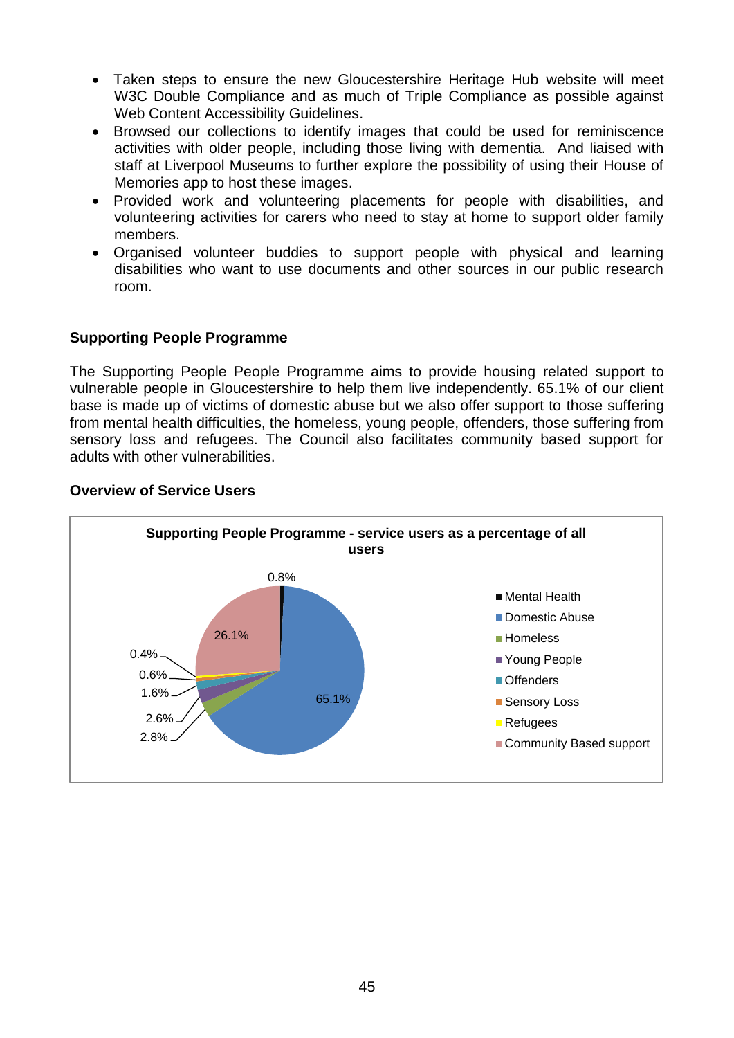- Taken steps to ensure the new Gloucestershire Heritage Hub website will meet W3C Double Compliance and as much of Triple Compliance as possible against Web Content Accessibility Guidelines.
- Browsed our collections to identify images that could be used for reminiscence activities with older people, including those living with dementia. And liaised with staff at Liverpool Museums to further explore the possibility of using their House of Memories app to host these images.
- Provided work and volunteering placements for people with disabilities, and volunteering activities for carers who need to stay at home to support older family members.
- Organised volunteer buddies to support people with physical and learning disabilities who want to use documents and other sources in our public research room.

### Supporting People Programme

The Supporting People People Programme aims to provide housing related support to vulnerable people in Gloucestershire to help them live independently. 65.1% of our client base is made up of victims of domestic abuse but we also offer support to those suffering from mental health difficulties, the homeless, young people, offenders, those suffering from sensory loss and refugees. The Council also facilitates community based support for adults with other vulnerabilities.

### Overview of Service Users

**Supporting People Programme - service users as a percentage of all users**

| Service users | Percentage |
|---|---|
| Mental Health | 0.8% |
| Domestic Abuse | 65.1% |
| Homeless | 2.8% |
| Young People | 2.6% |
| Offenders | 1.6% |
| Sensory Loss | 0.6% |
| Refugees | 0.4% |
| Community Based support | 26.1% |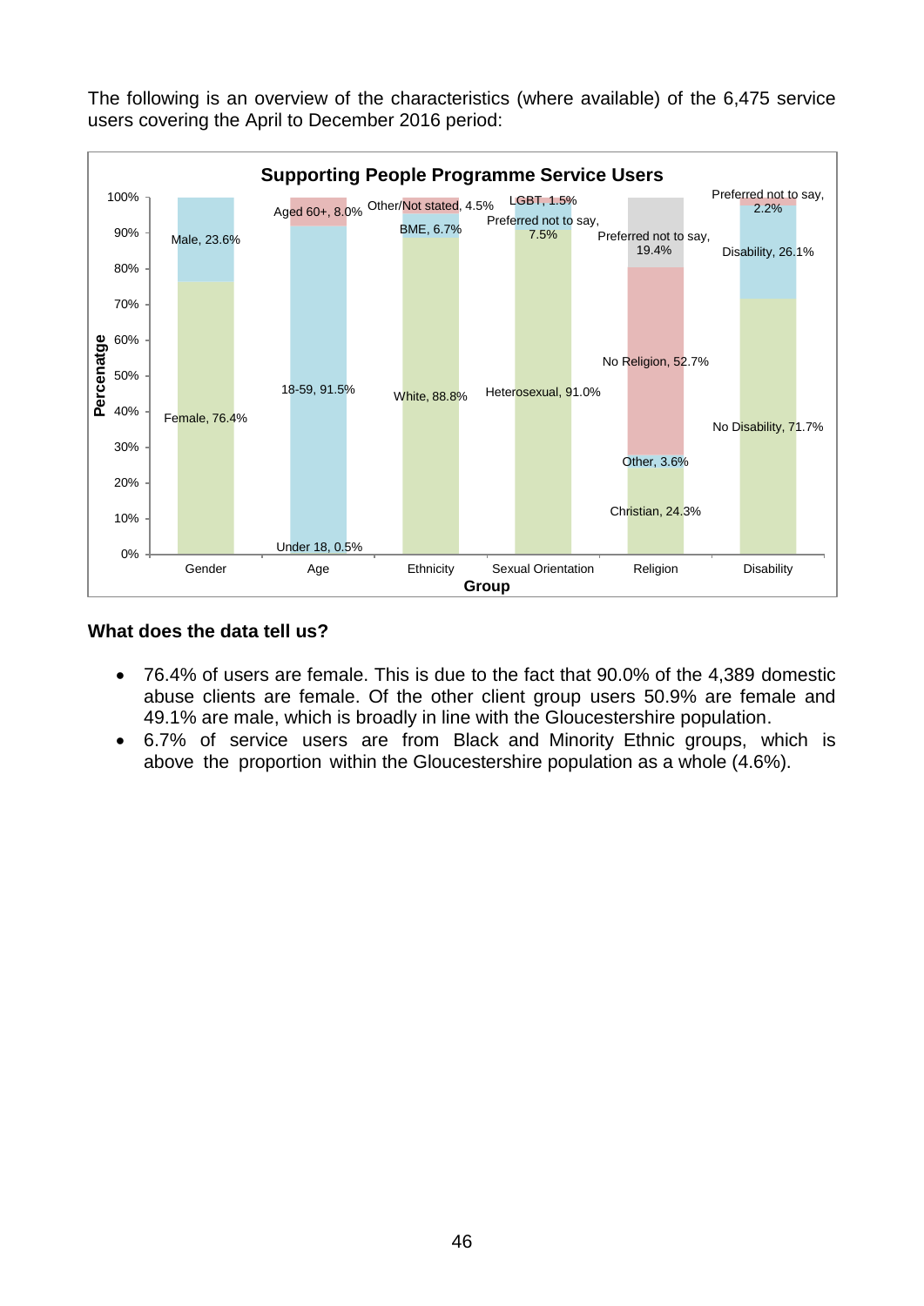The following is an overview of the characteristics (where available) of the 6,475 service users covering the April to December 2016 period:

**Supporting People Programme Service Users**

Percenatge

100%
90%
80%
70%
60%
50%
40%
30%
20%
10%
0%

Male, 23.6%
Female, 76.4%
Aged 60+, 8.0%
18-59, 91.5%
Under 18, 0.5%
Other/Not stated, 4.5%
BME, 6.7%
White, 88.8%
LGBT, 1.5%
Preferred not to say, 7.5%
Heterosexual, 91.0%
Preferred not to say, 19.4%
No Religion, 52.7%
Other, 3.6%
Christian, 24.3%
Preferred not to say, 2.2%
Disability, 26.1%
No Disability, 71.7%

Gender
Age
Ethnicity
Sexual Orientation
Religion
Disability

**Group**

### What does the data tell us?

- 76.4% of users are female. This is due to the fact that 90.0% of the 4,389 domestic abuse clients are female. Of the other client group users 50.9% are female and 49.1% are male, which is broadly in line with the Gloucestershire population.
- 6.7% of service users are from Black and Minority Ethnic groups, which is above the proportion within the Gloucestershire population as a whole (4.6%).